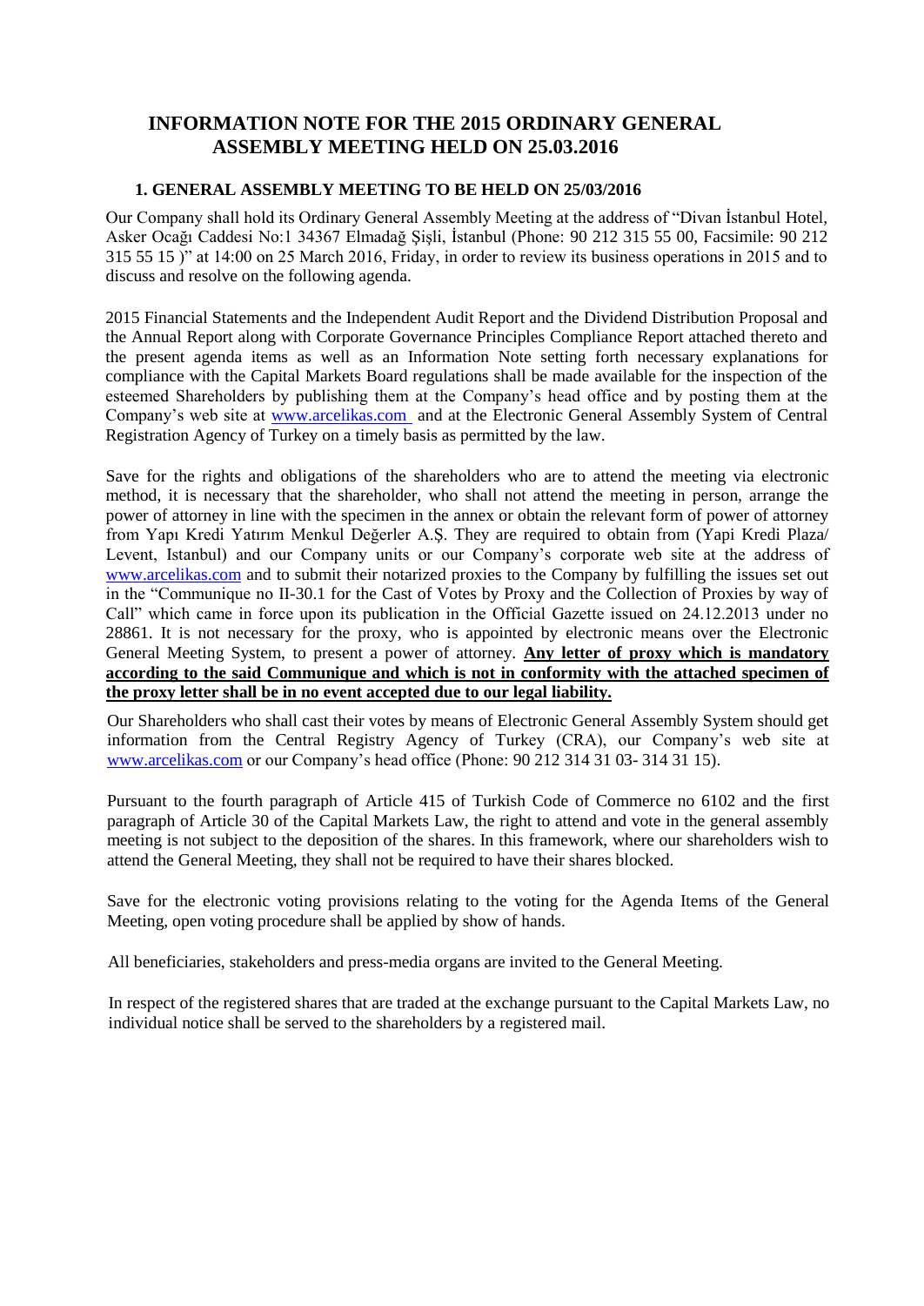# INFORMATION NOTE FOR THE 2015 ORDINARY GENERAL ASSEMBLY MEETING HELD ON 25.03.2016

## 1. GENERAL ASSEMBLY MEETING TO BE HELD ON 25/03/2016

Our Company shall hold its Ordinary General Assembly Meeting at the address of "Divan İstanbul Hotel, Asker Ocağı Caddesi No:1 34367 Elmadağ Şişli, İstanbul (Phone: 90 212 315 55 00, Facsimile: 90 212 315 55 15 )" at 14:00 on 25 March 2016, Friday, in order to review its business operations in 2015 and to discuss and resolve on the following agenda.

2015 Financial Statements and the Independent Audit Report and the Dividend Distribution Proposal and the Annual Report along with Corporate Governance Principles Compliance Report attached thereto and the present agenda items as well as an Information Note setting forth necessary explanations for compliance with the Capital Markets Board regulations shall be made available for the inspection of the esteemed Shareholders by publishing them at the Company's head office and by posting them at the Company's web site at www.arcelikas.com and at the Electronic General Assembly System of Central Registration Agency of Turkey on a timely basis as permitted by the law.

Save for the rights and obligations of the shareholders who are to attend the meeting via electronic method, it is necessary that the shareholder, who shall not attend the meeting in person, arrange the power of attorney in line with the specimen in the annex or obtain the relevant form of power of attorney from Yapı Kredi Yatırım Menkul Değerler A.Ş. They are required to obtain from (Yapi Kredi Plaza/ Levent, Istanbul) and our Company units or our Company's corporate web site at the address of www.arcelikas.com and to submit their notarized proxies to the Company by fulfilling the issues set out in the "Communique no II-30.1 for the Cast of Votes by Proxy and the Collection of Proxies by way of Call" which came in force upon its publication in the Official Gazette issued on 24.12.2013 under no 28861. It is not necessary for the proxy, who is appointed by electronic means over the Electronic General Meeting System, to present a power of attorney. **Any letter of proxy which is mandatory according to the said Communique and which is not in conformity with the attached specimen of the proxy letter shall be in no event accepted due to our legal liability.**

Our Shareholders who shall cast their votes by means of Electronic General Assembly System should get information from the Central Registry Agency of Turkey (CRA), our Company's web site at www.arcelikas.com or our Company's head office (Phone: 90 212 314 31 03- 314 31 15).

Pursuant to the fourth paragraph of Article 415 of Turkish Code of Commerce no 6102 and the first paragraph of Article 30 of the Capital Markets Law, the right to attend and vote in the general assembly meeting is not subject to the deposition of the shares. In this framework, where our shareholders wish to attend the General Meeting, they shall not be required to have their shares blocked.

Save for the electronic voting provisions relating to the voting for the Agenda Items of the General Meeting, open voting procedure shall be applied by show of hands.

All beneficiaries, stakeholders and press-media organs are invited to the General Meeting.

In respect of the registered shares that are traded at the exchange pursuant to the Capital Markets Law, no individual notice shall be served to the shareholders by a registered mail.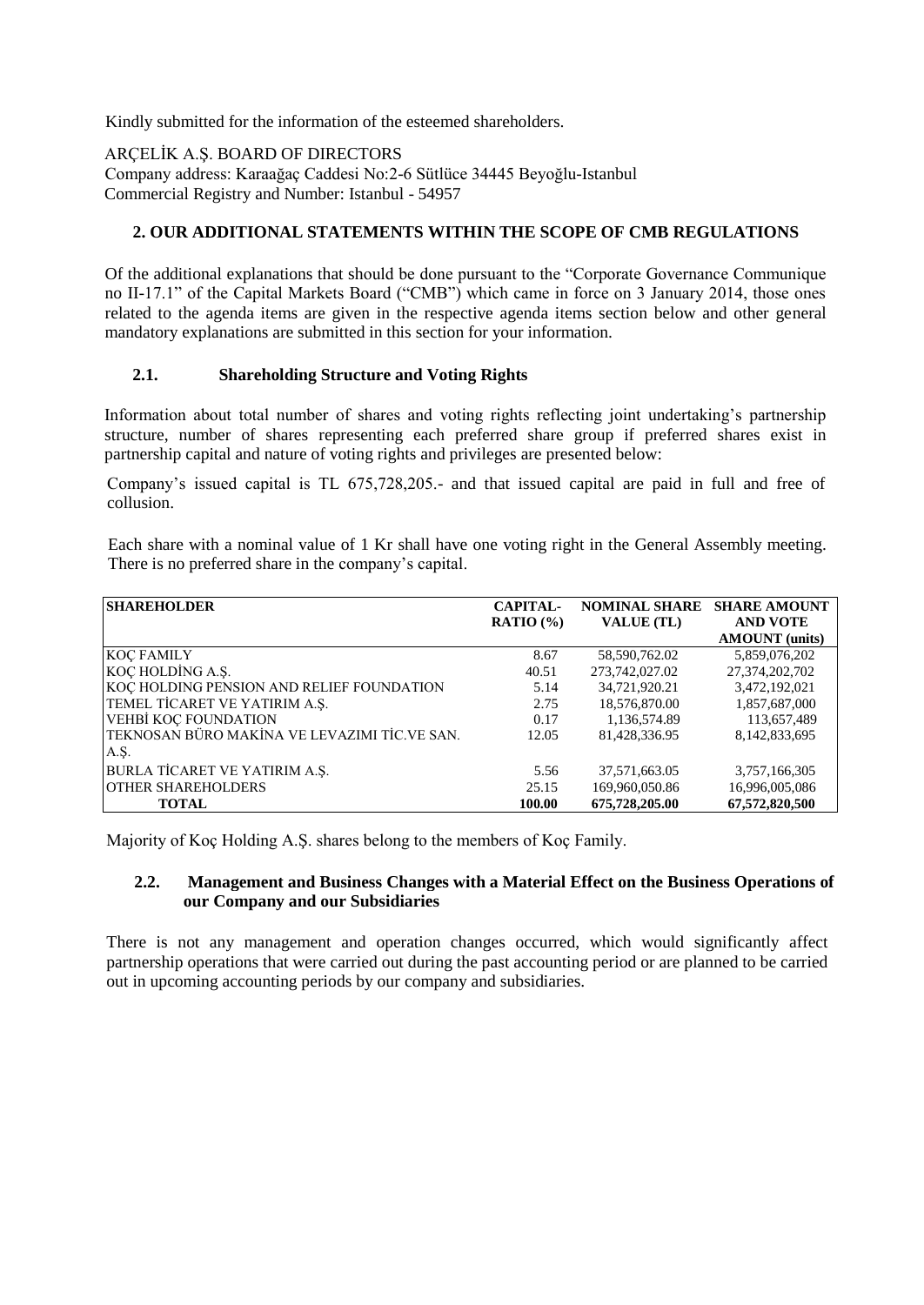Kindly submitted for the information of the esteemed shareholders.

ARÇELİK A.Ş. BOARD OF DIRECTORS
Company address: Karaağaç Caddesi No:2-6 Sütlüce 34445 Beyoğlu-Istanbul
Commercial Registry and Number: Istanbul - 54957

## 2. OUR ADDITIONAL STATEMENTS WITHIN THE SCOPE OF CMB REGULATIONS

Of the additional explanations that should be done pursuant to the "Corporate Governance Communique no II-17.1" of the Capital Markets Board ("CMB") which came in force on 3 January 2014, those ones related to the agenda items are given in the respective agenda items section below and other general mandatory explanations are submitted in this section for your information.

### 2.1. Shareholding Structure and Voting Rights

Information about total number of shares and voting rights reflecting joint undertaking's partnership structure, number of shares representing each preferred share group if preferred shares exist in partnership capital and nature of voting rights and privileges are presented below:

Company's issued capital is TL 675,728,205.- and that issued capital are paid in full and free of collusion.

Each share with a nominal value of 1 Kr shall have one voting right in the General Assembly meeting. There is no preferred share in the company's capital.

| SHAREHOLDER | CAPITAL-RATIO (%) | NOMINAL SHARE VALUE (TL) | SHARE AMOUNT AND VOTE AMOUNT (units) |
|---|---|---|---|
| KOÇ FAMILY | 8.67 | 58,590,762.02 | 5,859,076,202 |
| KOÇ HOLDİNG A.Ş. | 40.51 | 273,742,027.02 | 27,374,202,702 |
| KOÇ HOLDING PENSION AND RELIEF FOUNDATION | 5.14 | 34,721,920.21 | 3,472,192,021 |
| TEMEL TİCARET VE YATIRIM A.Ş. | 2.75 | 18,576,870.00 | 1,857,687,000 |
| VEHBİ KOÇ FOUNDATION | 0.17 | 1,136,574.89 | 113,657,489 |
| TEKNOSAN BÜRO MAKİNA VE LEVAZIMI TİC.VE SAN. A.Ş. | 12.05 | 81,428,336.95 | 8,142,833,695 |
| BURLA TİCARET VE YATIRIM A.Ş. | 5.56 | 37,571,663.05 | 3,757,166,305 |
| OTHER SHAREHOLDERS | 25.15 | 169,960,050.86 | 16,996,005,086 |
| **TOTAL** | **100.00** | **675,728,205.00** | **67,572,820,500** |

Majority of Koç Holding A.Ş. shares belong to the members of Koç Family.

### 2.2. Management and Business Changes with a Material Effect on the Business Operations of our Company and our Subsidiaries

There is not any management and operation changes occurred, which would significantly affect partnership operations that were carried out during the past accounting period or are planned to be carried out in upcoming accounting periods by our company and subsidiaries.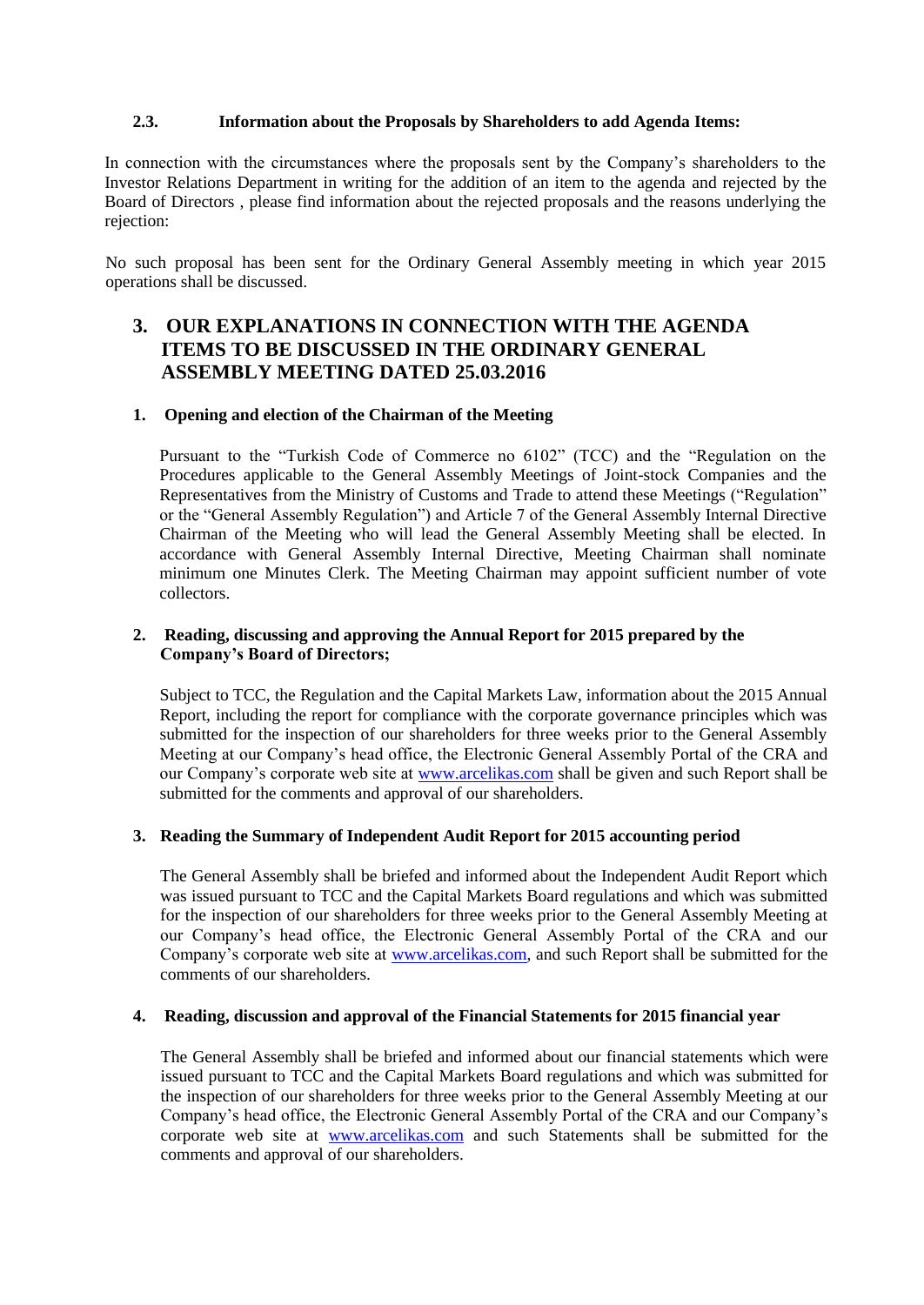### 2.3. Information about the Proposals by Shareholders to add Agenda Items:

In connection with the circumstances where the proposals sent by the Company's shareholders to the Investor Relations Department in writing for the addition of an item to the agenda and rejected by the Board of Directors , please find information about the rejected proposals and the reasons underlying the rejection:

No such proposal has been sent for the Ordinary General Assembly meeting in which year 2015 operations shall be discussed.

## 3. OUR EXPLANATIONS IN CONNECTION WITH THE AGENDA ITEMS TO BE DISCUSSED IN THE ORDINARY GENERAL ASSEMBLY MEETING DATED 25.03.2016

### 1. Opening and election of the Chairman of the Meeting

Pursuant to the "Turkish Code of Commerce no 6102" (TCC) and the "Regulation on the Procedures applicable to the General Assembly Meetings of Joint-stock Companies and the Representatives from the Ministry of Customs and Trade to attend these Meetings ("Regulation" or the "General Assembly Regulation") and Article 7 of the General Assembly Internal Directive Chairman of the Meeting who will lead the General Assembly Meeting shall be elected. In accordance with General Assembly Internal Directive, Meeting Chairman shall nominate minimum one Minutes Clerk. The Meeting Chairman may appoint sufficient number of vote collectors.

### 2. Reading, discussing and approving the Annual Report for 2015 prepared by the Company's Board of Directors;

Subject to TCC, the Regulation and the Capital Markets Law, information about the 2015 Annual Report, including the report for compliance with the corporate governance principles which was submitted for the inspection of our shareholders for three weeks prior to the General Assembly Meeting at our Company's head office, the Electronic General Assembly Portal of the CRA and our Company's corporate web site at www.arcelikas.com shall be given and such Report shall be submitted for the comments and approval of our shareholders.

### 3. Reading the Summary of Independent Audit Report for 2015 accounting period

The General Assembly shall be briefed and informed about the Independent Audit Report which was issued pursuant to TCC and the Capital Markets Board regulations and which was submitted for the inspection of our shareholders for three weeks prior to the General Assembly Meeting at our Company's head office, the Electronic General Assembly Portal of the CRA and our Company's corporate web site at www.arcelikas.com, and such Report shall be submitted for the comments of our shareholders.

### 4. Reading, discussion and approval of the Financial Statements for 2015 financial year

The General Assembly shall be briefed and informed about our financial statements which were issued pursuant to TCC and the Capital Markets Board regulations and which was submitted for the inspection of our shareholders for three weeks prior to the General Assembly Meeting at our Company's head office, the Electronic General Assembly Portal of the CRA and our Company's corporate web site at www.arcelikas.com and such Statements shall be submitted for the comments and approval of our shareholders.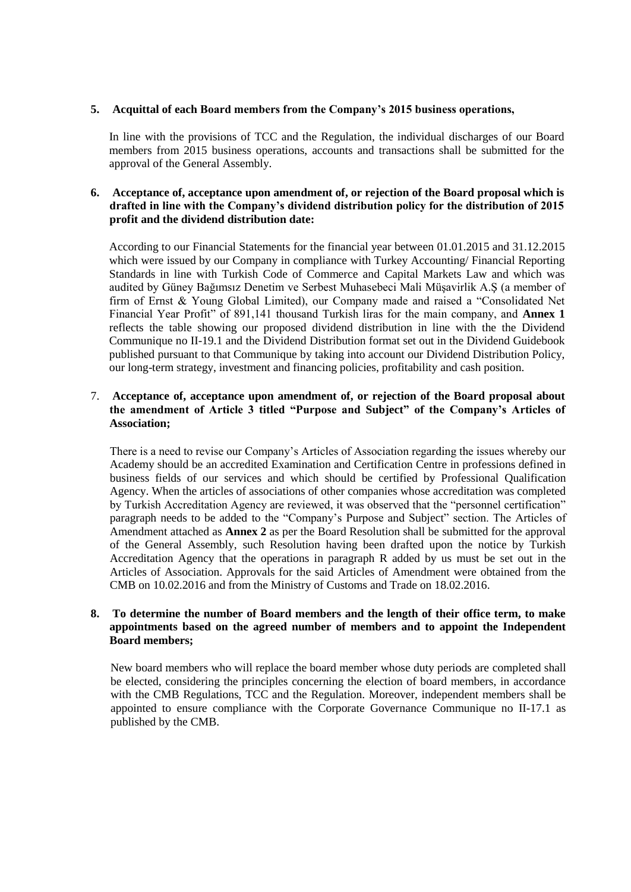**5. Acquittal of each Board members from the Company's 2015 business operations,**

In line with the provisions of TCC and the Regulation, the individual discharges of our Board members from 2015 business operations, accounts and transactions shall be submitted for the approval of the General Assembly.

**6. Acceptance of, acceptance upon amendment of, or rejection of the Board proposal which is drafted in line with the Company's dividend distribution policy for the distribution of 2015 profit and the dividend distribution date:**

According to our Financial Statements for the financial year between 01.01.2015 and 31.12.2015 which were issued by our Company in compliance with Turkey Accounting/ Financial Reporting Standards in line with Turkish Code of Commerce and Capital Markets Law and which was audited by Güney Bağımsız Denetim ve Serbest Muhasebeci Mali Müşavirlik A.Ş (a member of firm of Ernst & Young Global Limited), our Company made and raised a "Consolidated Net Financial Year Profit" of 891,141 thousand Turkish liras for the main company, and **Annex 1** reflects the table showing our proposed dividend distribution in line with the the Dividend Communique no II-19.1 and the Dividend Distribution format set out in the Dividend Guidebook published pursuant to that Communique by taking into account our Dividend Distribution Policy, our long-term strategy, investment and financing policies, profitability and cash position.

7. **Acceptance of, acceptance upon amendment of, or rejection of the Board proposal about the amendment of Article 3 titled "Purpose and Subject" of the Company's Articles of Association;**

There is a need to revise our Company's Articles of Association regarding the issues whereby our Academy should be an accredited Examination and Certification Centre in professions defined in business fields of our services and which should be certified by Professional Qualification Agency. When the articles of associations of other companies whose accreditation was completed by Turkish Accreditation Agency are reviewed, it was observed that the "personnel certification" paragraph needs to be added to the "Company's Purpose and Subject" section. The Articles of Amendment attached as **Annex 2** as per the Board Resolution shall be submitted for the approval of the General Assembly, such Resolution having been drafted upon the notice by Turkish Accreditation Agency that the operations in paragraph R added by us must be set out in the Articles of Association. Approvals for the said Articles of Amendment were obtained from the CMB on 10.02.2016 and from the Ministry of Customs and Trade on 18.02.2016.

**8. To determine the number of Board members and the length of their office term, to make appointments based on the agreed number of members and to appoint the Independent Board members;**

New board members who will replace the board member whose duty periods are completed shall be elected, considering the principles concerning the election of board members, in accordance with the CMB Regulations, TCC and the Regulation. Moreover, independent members shall be appointed to ensure compliance with the Corporate Governance Communique no II-17.1 as published by the CMB.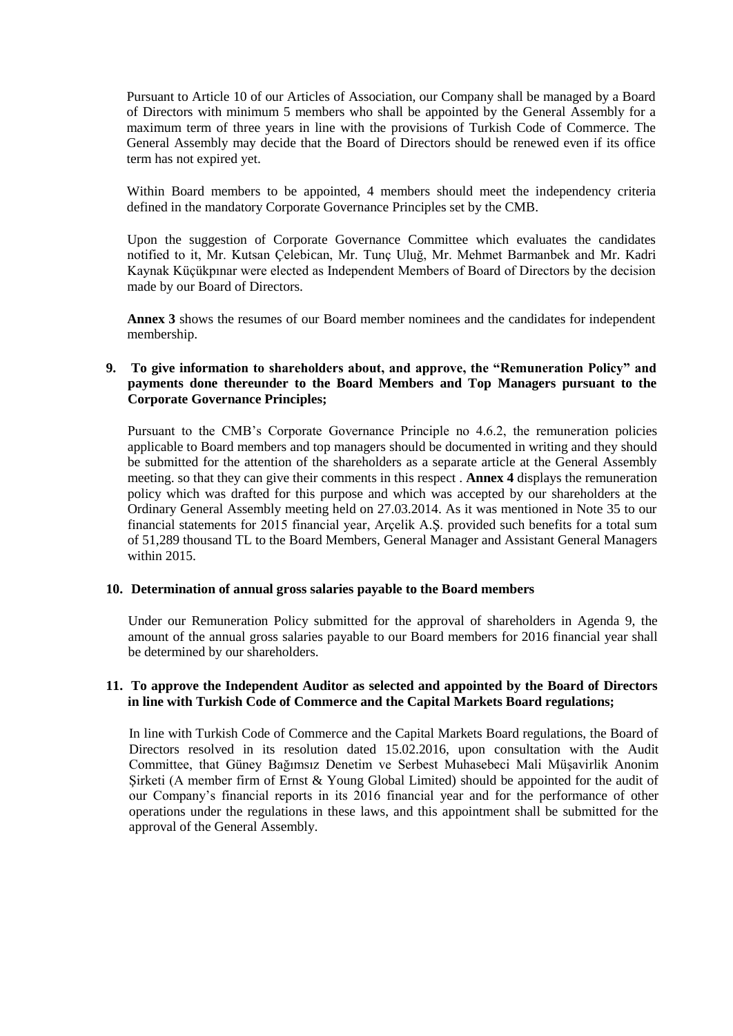Pursuant to Article 10 of our Articles of Association, our Company shall be managed by a Board of Directors with minimum 5 members who shall be appointed by the General Assembly for a maximum term of three years in line with the provisions of Turkish Code of Commerce. The General Assembly may decide that the Board of Directors should be renewed even if its office term has not expired yet.

Within Board members to be appointed, 4 members should meet the independency criteria defined in the mandatory Corporate Governance Principles set by the CMB.

Upon the suggestion of Corporate Governance Committee which evaluates the candidates notified to it, Mr. Kutsan Çelebican, Mr. Tunç Uluğ, Mr. Mehmet Barmanbek and Mr. Kadri Kaynak Küçükpınar were elected as Independent Members of Board of Directors by the decision made by our Board of Directors.

**Annex 3** shows the resumes of our Board member nominees and the candidates for independent membership.

**9. To give information to shareholders about, and approve, the "Remuneration Policy" and payments done thereunder to the Board Members and Top Managers pursuant to the Corporate Governance Principles;**

Pursuant to the CMB's Corporate Governance Principle no 4.6.2, the remuneration policies applicable to Board members and top managers should be documented in writing and they should be submitted for the attention of the shareholders as a separate article at the General Assembly meeting. so that they can give their comments in this respect . **Annex 4** displays the remuneration policy which was drafted for this purpose and which was accepted by our shareholders at the Ordinary General Assembly meeting held on 27.03.2014. As it was mentioned in Note 35 to our financial statements for 2015 financial year, Arçelik A.Ş. provided such benefits for a total sum of 51,289 thousand TL to the Board Members, General Manager and Assistant General Managers within 2015.

**10. Determination of annual gross salaries payable to the Board members**

Under our Remuneration Policy submitted for the approval of shareholders in Agenda 9, the amount of the annual gross salaries payable to our Board members for 2016 financial year shall be determined by our shareholders.

**11. To approve the Independent Auditor as selected and appointed by the Board of Directors in line with Turkish Code of Commerce and the Capital Markets Board regulations;**

In line with Turkish Code of Commerce and the Capital Markets Board regulations, the Board of Directors resolved in its resolution dated 15.02.2016, upon consultation with the Audit Committee, that Güney Bağımsız Denetim ve Serbest Muhasebeci Mali Müşavirlik Anonim Şirketi (A member firm of Ernst & Young Global Limited) should be appointed for the audit of our Company's financial reports in its 2016 financial year and for the performance of other operations under the regulations in these laws, and this appointment shall be submitted for the approval of the General Assembly.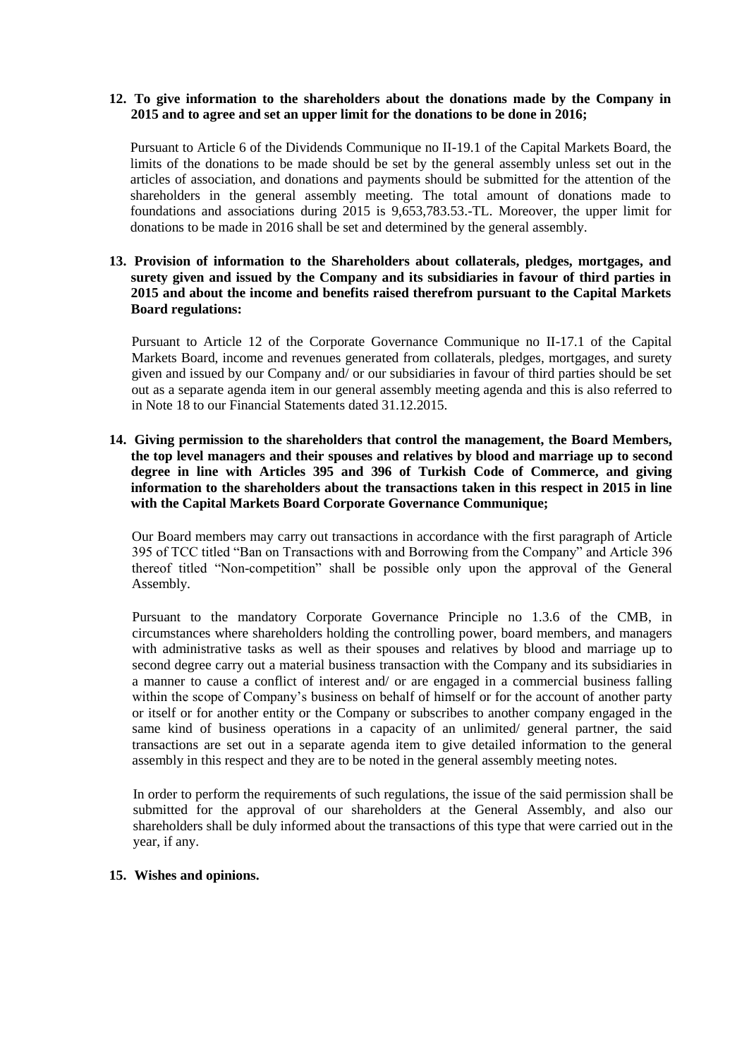**12. To give information to the shareholders about the donations made by the Company in 2015 and to agree and set an upper limit for the donations to be done in 2016;**

Pursuant to Article 6 of the Dividends Communique no II-19.1 of the Capital Markets Board, the limits of the donations to be made should be set by the general assembly unless set out in the articles of association, and donations and payments should be submitted for the attention of the shareholders in the general assembly meeting. The total amount of donations made to foundations and associations during 2015 is 9,653,783.53.-TL. Moreover, the upper limit for donations to be made in 2016 shall be set and determined by the general assembly.

**13. Provision of information to the Shareholders about collaterals, pledges, mortgages, and surety given and issued by the Company and its subsidiaries in favour of third parties in 2015 and about the income and benefits raised therefrom pursuant to the Capital Markets Board regulations:**

Pursuant to Article 12 of the Corporate Governance Communique no II-17.1 of the Capital Markets Board, income and revenues generated from collaterals, pledges, mortgages, and surety given and issued by our Company and/ or our subsidiaries in favour of third parties should be set out as a separate agenda item in our general assembly meeting agenda and this is also referred to in Note 18 to our Financial Statements dated 31.12.2015.

**14. Giving permission to the shareholders that control the management, the Board Members, the top level managers and their spouses and relatives by blood and marriage up to second degree in line with Articles 395 and 396 of Turkish Code of Commerce, and giving information to the shareholders about the transactions taken in this respect in 2015 in line with the Capital Markets Board Corporate Governance Communique;**

Our Board members may carry out transactions in accordance with the first paragraph of Article 395 of TCC titled "Ban on Transactions with and Borrowing from the Company" and Article 396 thereof titled "Non-competition" shall be possible only upon the approval of the General Assembly.

Pursuant to the mandatory Corporate Governance Principle no 1.3.6 of the CMB, in circumstances where shareholders holding the controlling power, board members, and managers with administrative tasks as well as their spouses and relatives by blood and marriage up to second degree carry out a material business transaction with the Company and its subsidiaries in a manner to cause a conflict of interest and/ or are engaged in a commercial business falling within the scope of Company's business on behalf of himself or for the account of another party or itself or for another entity or the Company or subscribes to another company engaged in the same kind of business operations in a capacity of an unlimited/ general partner, the said transactions are set out in a separate agenda item to give detailed information to the general assembly in this respect and they are to be noted in the general assembly meeting notes.

In order to perform the requirements of such regulations, the issue of the said permission shall be submitted for the approval of our shareholders at the General Assembly, and also our shareholders shall be duly informed about the transactions of this type that were carried out in the year, if any.

**15. Wishes and opinions.**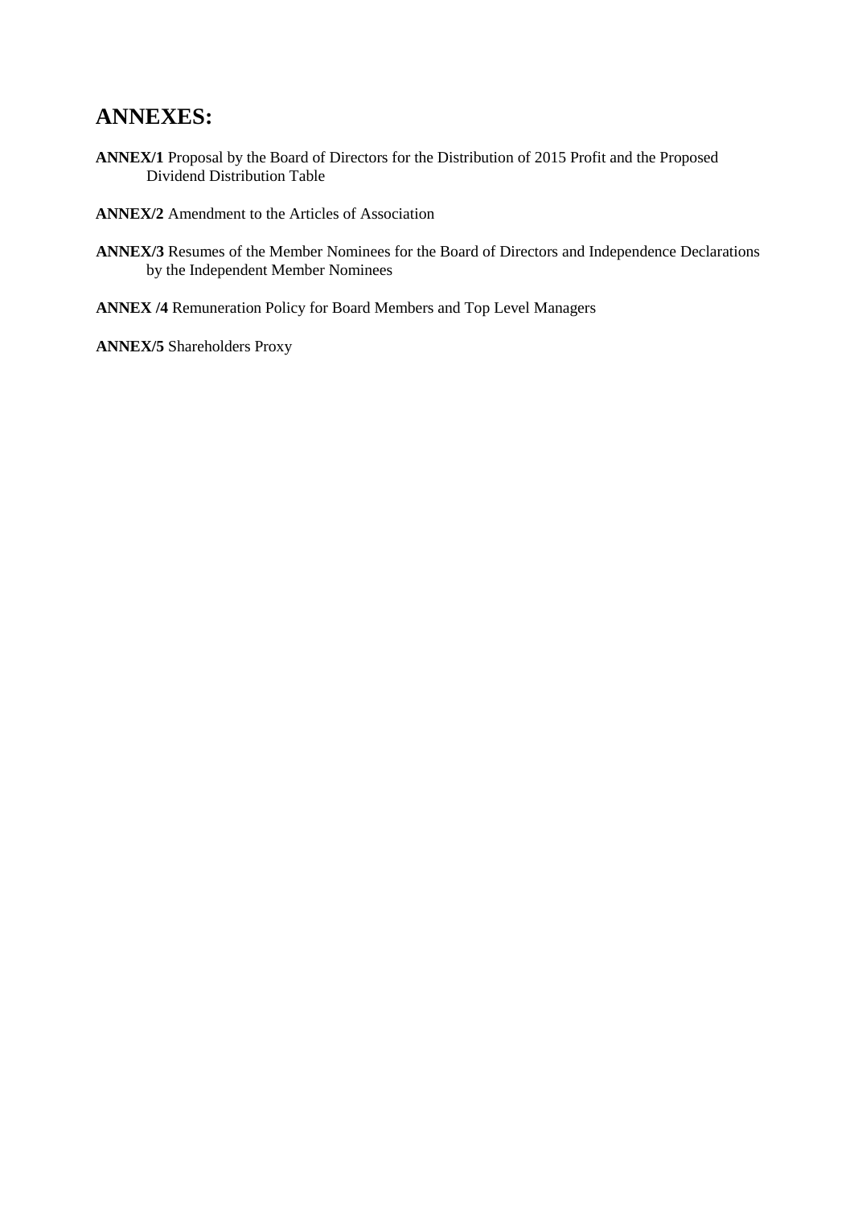## ANNEXES:

**ANNEX/1** Proposal by the Board of Directors for the Distribution of 2015 Profit and the Proposed Dividend Distribution Table

**ANNEX/2** Amendment to the Articles of Association

**ANNEX/3** Resumes of the Member Nominees for the Board of Directors and Independence Declarations by the Independent Member Nominees

**ANNEX /4** Remuneration Policy for Board Members and Top Level Managers

**ANNEX/5** Shareholders Proxy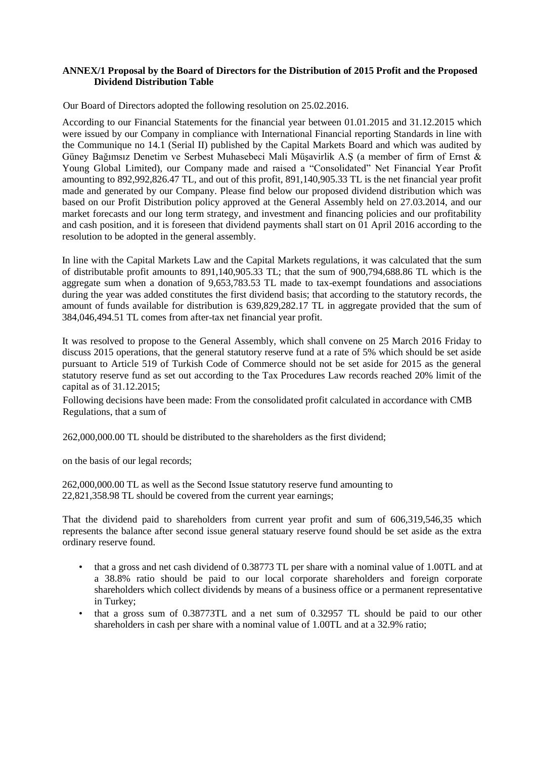**ANNEX/1 Proposal by the Board of Directors for the Distribution of 2015 Profit and the Proposed Dividend Distribution Table**

Our Board of Directors adopted the following resolution on 25.02.2016.

According to our Financial Statements for the financial year between 01.01.2015 and 31.12.2015 which were issued by our Company in compliance with International Financial reporting Standards in line with the Communique no 14.1 (Serial II) published by the Capital Markets Board and which was audited by Güney Bağımsız Denetim ve Serbest Muhasebeci Mali Müşavirlik A.Ş (a member of firm of Ernst & Young Global Limited), our Company made and raised a "Consolidated" Net Financial Year Profit amounting to 892,992,826.47 TL, and out of this profit, 891,140,905.33 TL is the net financial year profit made and generated by our Company. Please find below our proposed dividend distribution which was based on our Profit Distribution policy approved at the General Assembly held on 27.03.2014, and our market forecasts and our long term strategy, and investment and financing policies and our profitability and cash position, and it is foreseen that dividend payments shall start on 01 April 2016 according to the resolution to be adopted in the general assembly.

In line with the Capital Markets Law and the Capital Markets regulations, it was calculated that the sum of distributable profit amounts to 891,140,905.33 TL; that the sum of 900,794,688.86 TL which is the aggregate sum when a donation of 9,653,783.53 TL made to tax-exempt foundations and associations during the year was added constitutes the first dividend basis; that according to the statutory records, the amount of funds available for distribution is 639,829,282.17 TL in aggregate provided that the sum of 384,046,494.51 TL comes from after-tax net financial year profit.

It was resolved to propose to the General Assembly, which shall convene on 25 March 2016 Friday to discuss 2015 operations, that the general statutory reserve fund at a rate of 5% which should be set aside pursuant to Article 519 of Turkish Code of Commerce should not be set aside for 2015 as the general statutory reserve fund as set out according to the Tax Procedures Law records reached 20% limit of the capital as of 31.12.2015;

Following decisions have been made: From the consolidated profit calculated in accordance with CMB Regulations, that a sum of

262,000,000.00 TL should be distributed to the shareholders as the first dividend;

on the basis of our legal records;

262,000,000.00 TL as well as the Second Issue statutory reserve fund amounting to 22,821,358.98 TL should be covered from the current year earnings;

That the dividend paid to shareholders from current year profit and sum of 606,319,546,35 which represents the balance after second issue general statuary reserve found should be set aside as the extra ordinary reserve found.

- that a gross and net cash dividend of 0.38773 TL per share with a nominal value of 1.00TL and at a 38.8% ratio should be paid to our local corporate shareholders and foreign corporate shareholders which collect dividends by means of a business office or a permanent representative in Turkey;
- that a gross sum of 0.38773TL and a net sum of 0.32957 TL should be paid to our other shareholders in cash per share with a nominal value of 1.00TL and at a 32.9% ratio;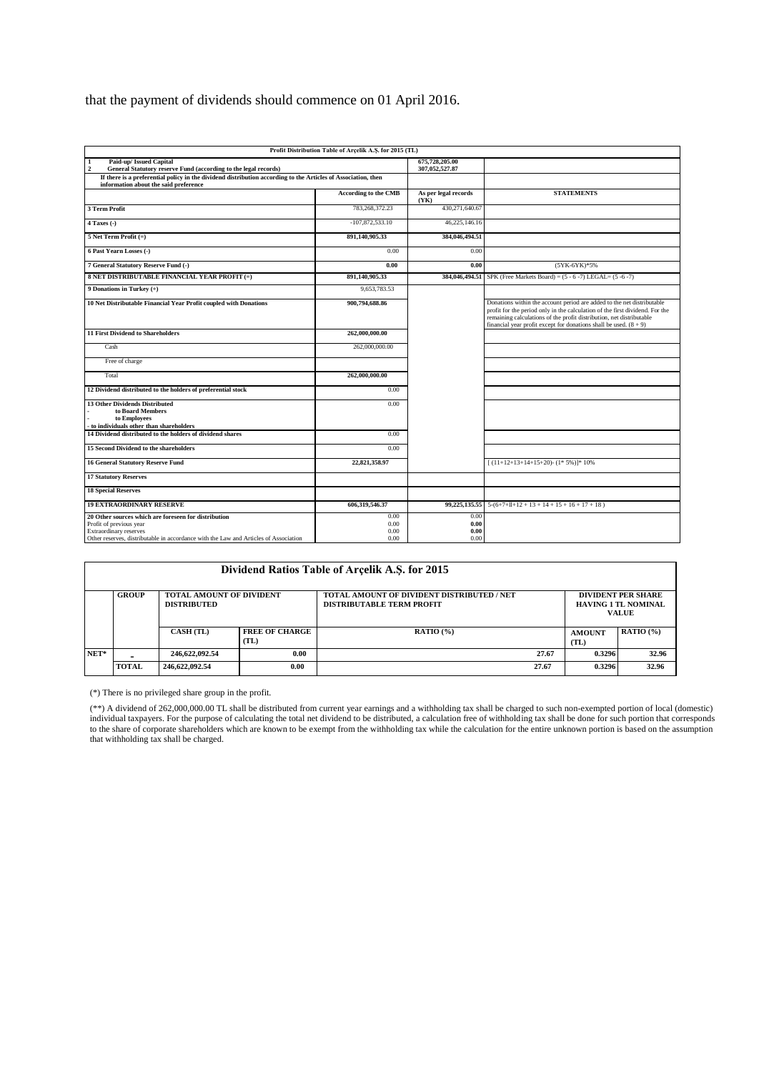that the payment of dividends should commence on 01 April 2016.

| Profit Distribution Table of Arçelik A.Ş. for 2015 (TL) | | | |
|---|---|---|---|
| 1 Paid-up/ Issued Capital | | 675,728,205.00 | |
| 2 General Statutory reserve Fund (according to the legal records) | | 307,052,527.87 | |
| If there is a preferential policy in the dividend distribution according to the Articles of Association, then information about the said preference | | | |
| | **According to the CMB** | **As per legal records (YK)** | **STATEMENTS** |
| **3 Term Profit** | 783,268,372.23 | 430,271,640.67 | |
| **4 Taxes (-)** | -107,872,533.10 | 46,225,146.16 | |
| **5 Net Term Profit (=)** | **891,140,905.33** | **384,046,494.51** | |
| **6 Past Yearn Losses (-)** | 0.00 | 0.00 | |
| **7 General Statutory Reserve Fund (-)** | **0.00** | **0.00** | (5YK-6YK)*5% |
| **8 NET DISTRIBUTABLE FINANCIAL YEAR PROFIT (=)** | **891,140,905.33** | **384,046,494.51** | SPK (Free Markets Board) = (5 - 6 -7) LEGAL= (5 -6 -7) |
| **9 Donations in Turkey (+)** | 9,653,783.53 | | |
| **10 Net Distributable Financial Year Profit coupled with Donations** | **900,794,688.86** | | Donations within the account period are added to the net distributable profit for the period only in the calculation of the first dividend. For the remaining calculations of the profit distribution, net distributable financial year profit except for donations shall be used. (8 + 9) |
| **11 First Dividend to Shareholders** | **262,000,000.00** | | |
| Cash | 262,000,000.00 | | |
| Free of charge | | | |
| Total | **262,000,000.00** | | |
| **12 Dividend distributed to the holders of preferential stock** | 0.00 | | |
| **13 Other Dividends Distributed**<br>- **to Board Members**<br>- **to Employees**<br>**- to individuals other than shareholders** | 0.00 | | |
| **14 Dividend distributed to the holders of dividend shares** | 0.00 | | |
| **15 Second Dividend to the shareholders** | 0.00 | | |
| **16 General Statutory Reserve Fund** | **22,821,358.97** | | [ (11+12+13+14+15+20)- (1* 5%)]* 10% |
| **17 Statutory Reserves** | | | |
| **18 Special Reserves** | | | |
| **19 EXTRAORDINARY RESERVE** | **606,319,546.37** | **99,225,135.55** | 5-(6+7+11+12 + 13 + 14 + 15 + 16 + 17 + 18 ) |
| **20 Other sources which are foreseen for distribution** | 0.00 | 0.00 | |
| Profit of previous year | 0.00 | **0.00** | |
| Extraordinary reserves | 0.00 | **0.00** | |
| Other reserves, distributable in accordance with the Law and Articles of Association | 0.00 | 0.00 | |

| Dividend Ratios Table of Arçelik A.Ş. for 2015 | | | | | | |
|---|---|---|---|---|---|---|
| | **GROUP** | **TOTAL AMOUNT OF DIVIDENT DISTRIBUTED** | | **TOTAL AMOUNT OF DIVIDENT DISTRIBUTED / NET DISTRIBUTABLE TERM PROFIT** | **DIVIDENT PER SHARE HAVING 1 TL NOMINAL VALUE** | |
| | | **CASH (TL)** | **FREE OF CHARGE (TL)** | **RATIO (%)** | **AMOUNT (TL)** | **RATIO (%)** |
| **NET*** | - | **246,622,092.54** | **0.00** | **27.67** | **0.3296** | **32.96** |
| | **TOTAL** | **246,622,092.54** | **0.00** | **27.67** | **0.3296** | **32.96** |

(*) There is no privileged share group in the profit.

(**) A dividend of 262,000,000.00 TL shall be distributed from current year earnings and a withholding tax shall be charged to such non-exempted portion of local (domestic) individual taxpayers. For the purpose of calculating the total net dividend to be distributed, a calculation free of withholding tax shall be done for such portion that corresponds to the share of corporate shareholders which are known to be exempt from the withholding tax while the calculation for the entire unknown portion is based on the assumption that withholding tax shall be charged.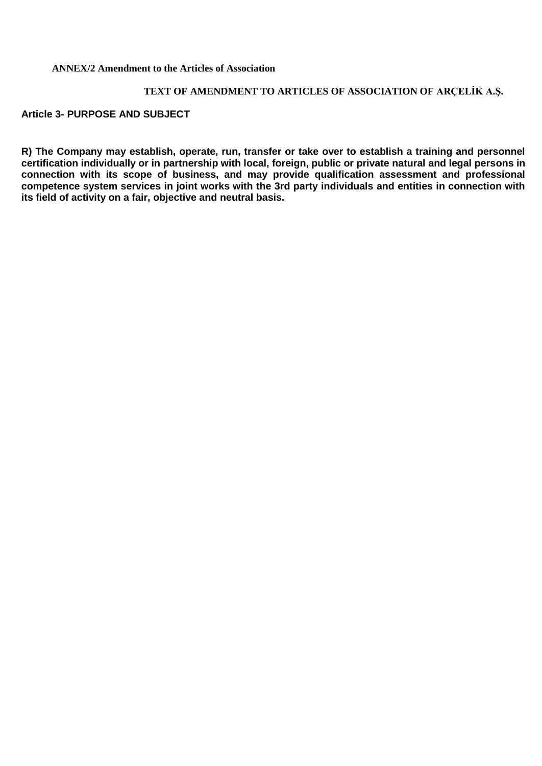**ANNEX/2 Amendment to the Articles of Association**

**TEXT OF AMENDMENT TO ARTICLES OF ASSOCIATION OF ARÇELİK A.Ş.**

**Article 3- PURPOSE AND SUBJECT**

**R) The Company may establish, operate, run, transfer or take over to establish a training and personnel certification individually or in partnership with local, foreign, public or private natural and legal persons in connection with its scope of business, and may provide qualification assessment and professional competence system services in joint works with the 3rd party individuals and entities in connection with its field of activity on a fair, objective and neutral basis.**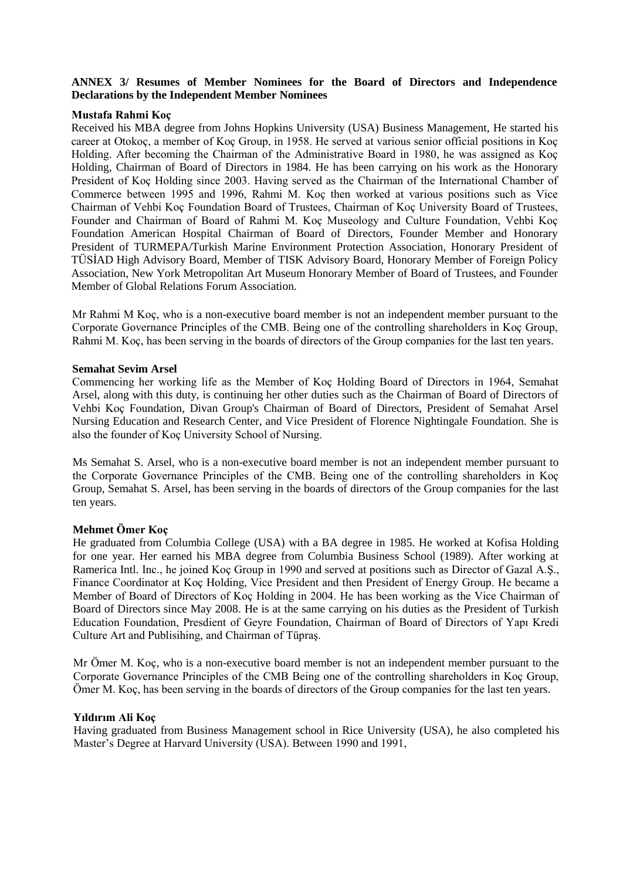**ANNEX 3/ Resumes of Member Nominees for the Board of Directors and Independence Declarations by the Independent Member Nominees**

**Mustafa Rahmi Koç**

Received his MBA degree from Johns Hopkins University (USA) Business Management, He started his career at Otokoç, a member of Koç Group, in 1958. He served at various senior official positions in Koç Holding. After becoming the Chairman of the Administrative Board in 1980, he was assigned as Koç Holding, Chairman of Board of Directors in 1984. He has been carrying on his work as the Honorary President of Koç Holding since 2003. Having served as the Chairman of the International Chamber of Commerce between 1995 and 1996, Rahmi M. Koç then worked at various positions such as Vice Chairman of Vehbi Koç Foundation Board of Trustees, Chairman of Koç University Board of Trustees, Founder and Chairman of Board of Rahmi M. Koç Museology and Culture Foundation, Vehbi Koç Foundation American Hospital Chairman of Board of Directors, Founder Member and Honorary President of TURMEPA/Turkish Marine Environment Protection Association, Honorary President of TÜSİAD High Advisory Board, Member of TISK Advisory Board, Honorary Member of Foreign Policy Association, New York Metropolitan Art Museum Honorary Member of Board of Trustees, and Founder Member of Global Relations Forum Association.

Mr Rahmi M Koç, who is a non-executive board member is not an independent member pursuant to the Corporate Governance Principles of the CMB. Being one of the controlling shareholders in Koç Group, Rahmi M. Koç, has been serving in the boards of directors of the Group companies for the last ten years.

**Semahat Sevim Arsel**

Commencing her working life as the Member of Koç Holding Board of Directors in 1964, Semahat Arsel, along with this duty, is continuing her other duties such as the Chairman of Board of Directors of Vehbi Koç Foundation, Divan Group's Chairman of Board of Directors, President of Semahat Arsel Nursing Education and Research Center, and Vice President of Florence Nightingale Foundation. She is also the founder of Koç University School of Nursing.

Ms Semahat S. Arsel, who is a non-executive board member is not an independent member pursuant to the Corporate Governance Principles of the CMB. Being one of the controlling shareholders in Koç Group, Semahat S. Arsel, has been serving in the boards of directors of the Group companies for the last ten years.

**Mehmet Ömer Koç**

He graduated from Columbia College (USA) with a BA degree in 1985. He worked at Kofisa Holding for one year. Her earned his MBA degree from Columbia Business School (1989). After working at Ramerica Intl. Inc., he joined Koç Group in 1990 and served at positions such as Director of Gazal A.Ş., Finance Coordinator at Koç Holding, Vice President and then President of Energy Group. He became a Member of Board of Directors of Koç Holding in 2004. He has been working as the Vice Chairman of Board of Directors since May 2008. He is at the same carrying on his duties as the President of Turkish Education Foundation, Presdient of Geyre Foundation, Chairman of Board of Directors of Yapı Kredi Culture Art and Publisihing, and Chairman of Tüpraş.

Mr Ömer M. Koç, who is a non-executive board member is not an independent member pursuant to the Corporate Governance Principles of the CMB Being one of the controlling shareholders in Koç Group, Ömer M. Koç, has been serving in the boards of directors of the Group companies for the last ten years.

**Yıldırım Ali Koç**

Having graduated from Business Management school in Rice University (USA), he also completed his Master's Degree at Harvard University (USA). Between 1990 and 1991,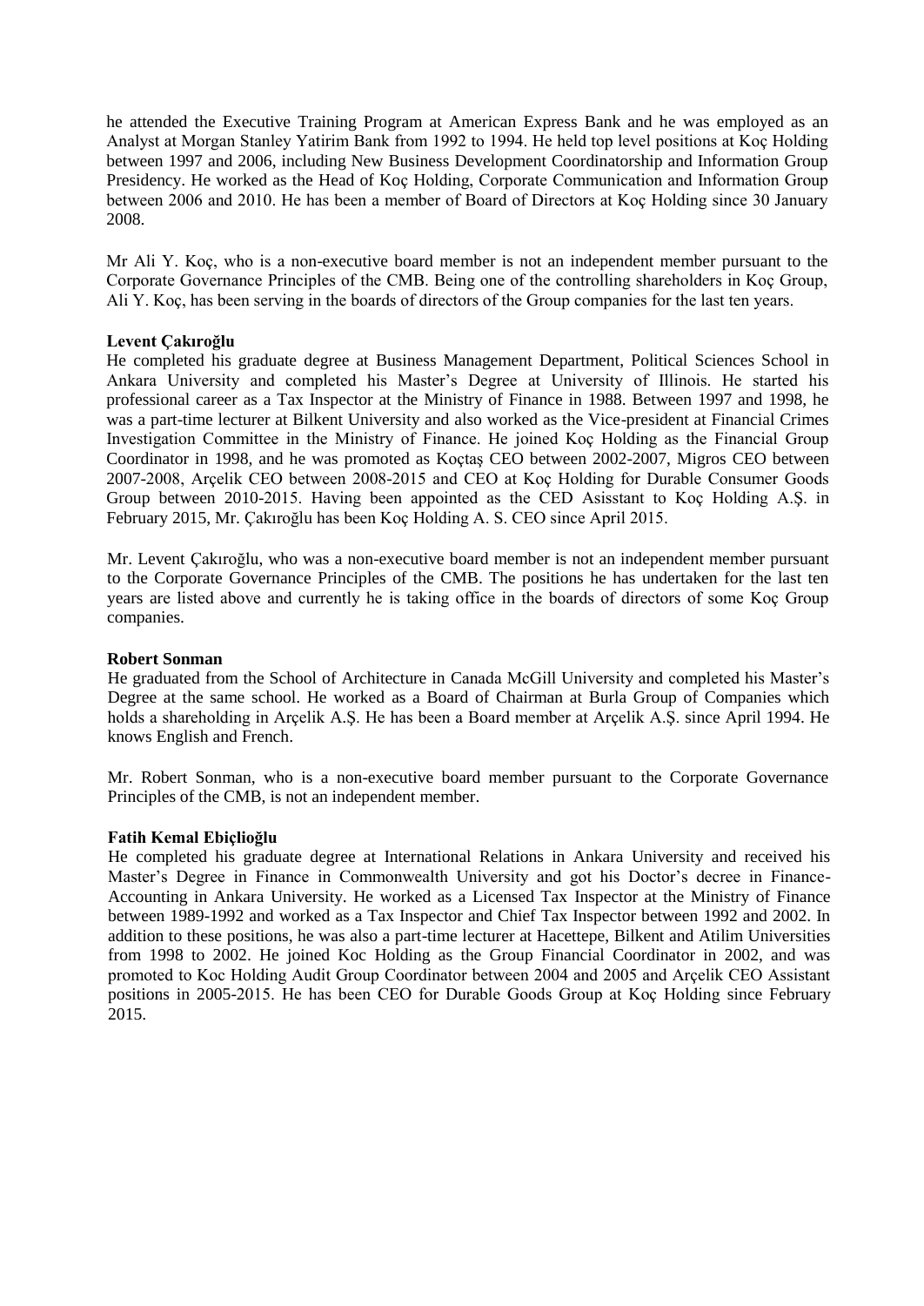he attended the Executive Training Program at American Express Bank and he was employed as an Analyst at Morgan Stanley Yatirim Bank from 1992 to 1994. He held top level positions at Koç Holding between 1997 and 2006, including New Business Development Coordinatorship and Information Group Presidency. He worked as the Head of Koç Holding, Corporate Communication and Information Group between 2006 and 2010. He has been a member of Board of Directors at Koç Holding since 30 January 2008.

Mr Ali Y. Koç, who is a non-executive board member is not an independent member pursuant to the Corporate Governance Principles of the CMB. Being one of the controlling shareholders in Koç Group, Ali Y. Koç, has been serving in the boards of directors of the Group companies for the last ten years.

**Levent Çakıroğlu**

He completed his graduate degree at Business Management Department, Political Sciences School in Ankara University and completed his Master's Degree at University of Illinois. He started his professional career as a Tax Inspector at the Ministry of Finance in 1988. Between 1997 and 1998, he was a part-time lecturer at Bilkent University and also worked as the Vice-president at Financial Crimes Investigation Committee in the Ministry of Finance. He joined Koç Holding as the Financial Group Coordinator in 1998, and he was promoted as Koçtaş CEO between 2002-2007, Migros CEO between 2007-2008, Arçelik CEO between 2008-2015 and CEO at Koç Holding for Durable Consumer Goods Group between 2010-2015. Having been appointed as the CED Asisstant to Koç Holding A.Ş. in February 2015, Mr. Çakıroğlu has been Koç Holding A. S. CEO since April 2015.

Mr. Levent Çakıroğlu, who was a non-executive board member is not an independent member pursuant to the Corporate Governance Principles of the CMB. The positions he has undertaken for the last ten years are listed above and currently he is taking office in the boards of directors of some Koç Group companies.

**Robert Sonman**

He graduated from the School of Architecture in Canada McGill University and completed his Master's Degree at the same school. He worked as a Board of Chairman at Burla Group of Companies which holds a shareholding in Arçelik A.Ş. He has been a Board member at Arçelik A.Ş. since April 1994. He knows English and French.

Mr. Robert Sonman, who is a non-executive board member pursuant to the Corporate Governance Principles of the CMB, is not an independent member.

**Fatih Kemal Ebiçlioğlu**

He completed his graduate degree at International Relations in Ankara University and received his Master's Degree in Finance in Commonwealth University and got his Doctor's decree in Finance-Accounting in Ankara University. He worked as a Licensed Tax Inspector at the Ministry of Finance between 1989-1992 and worked as a Tax Inspector and Chief Tax Inspector between 1992 and 2002. In addition to these positions, he was also a part-time lecturer at Hacettepe, Bilkent and Atilim Universities from 1998 to 2002. He joined Koc Holding as the Group Financial Coordinator in 2002, and was promoted to Koc Holding Audit Group Coordinator between 2004 and 2005 and Arçelik CEO Assistant positions in 2005-2015. He has been CEO for Durable Goods Group at Koç Holding since February 2015.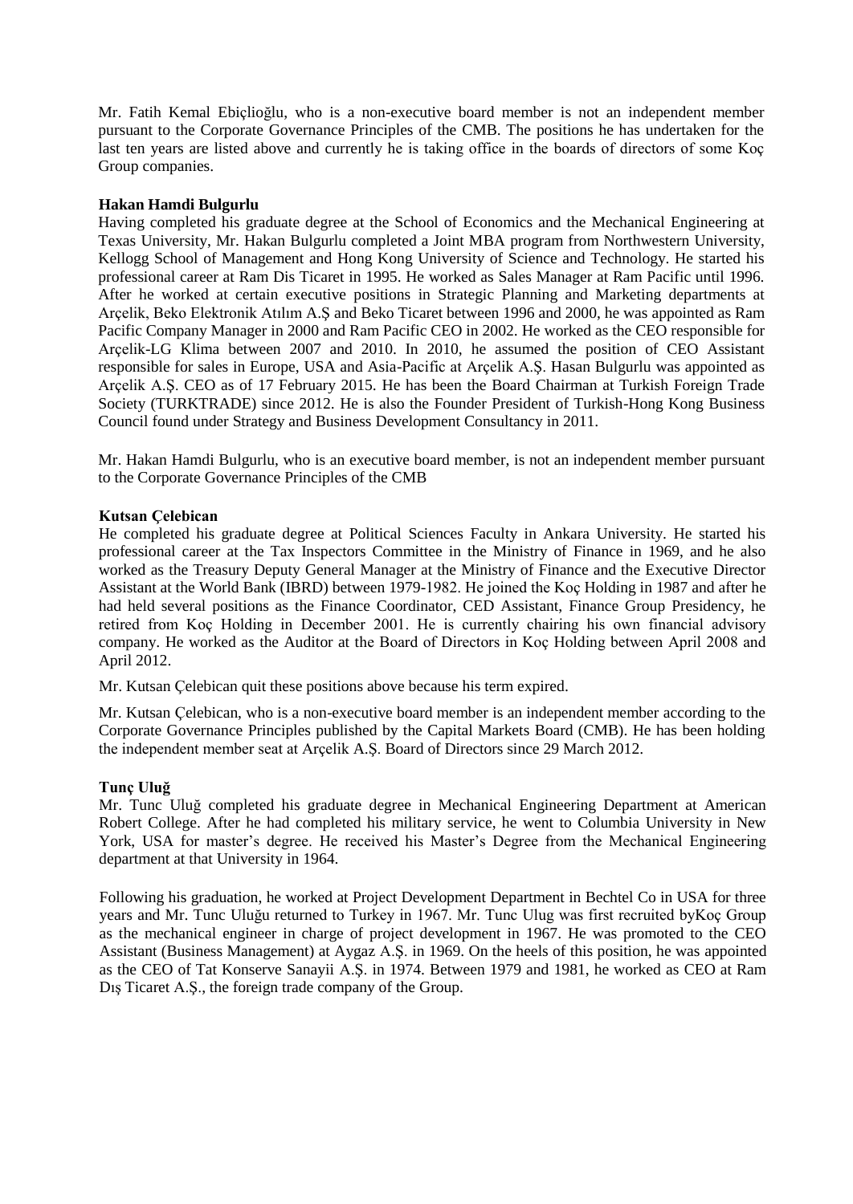Mr. Fatih Kemal Ebiçlioğlu, who is a non-executive board member is not an independent member pursuant to the Corporate Governance Principles of the CMB. The positions he has undertaken for the last ten years are listed above and currently he is taking office in the boards of directors of some Koç Group companies.

**Hakan Hamdi Bulgurlu**

Having completed his graduate degree at the School of Economics and the Mechanical Engineering at Texas University, Mr. Hakan Bulgurlu completed a Joint MBA program from Northwestern University, Kellogg School of Management and Hong Kong University of Science and Technology. He started his professional career at Ram Dis Ticaret in 1995. He worked as Sales Manager at Ram Pacific until 1996. After he worked at certain executive positions in Strategic Planning and Marketing departments at Arçelik, Beko Elektronik Atılım A.Ş and Beko Ticaret between 1996 and 2000, he was appointed as Ram Pacific Company Manager in 2000 and Ram Pacific CEO in 2002. He worked as the CEO responsible for Arçelik-LG Klima between 2007 and 2010. In 2010, he assumed the position of CEO Assistant responsible for sales in Europe, USA and Asia-Pacific at Arçelik A.Ş. Hasan Bulgurlu was appointed as Arçelik A.Ş. CEO as of 17 February 2015. He has been the Board Chairman at Turkish Foreign Trade Society (TURKTRADE) since 2012. He is also the Founder President of Turkish-Hong Kong Business Council found under Strategy and Business Development Consultancy in 2011.

Mr. Hakan Hamdi Bulgurlu, who is an executive board member, is not an independent member pursuant to the Corporate Governance Principles of the CMB

**Kutsan Çelebican**

He completed his graduate degree at Political Sciences Faculty in Ankara University. He started his professional career at the Tax Inspectors Committee in the Ministry of Finance in 1969, and he also worked as the Treasury Deputy General Manager at the Ministry of Finance and the Executive Director Assistant at the World Bank (IBRD) between 1979-1982. He joined the Koç Holding in 1987 and after he had held several positions as the Finance Coordinator, CED Assistant, Finance Group Presidency, he retired from Koç Holding in December 2001. He is currently chairing his own financial advisory company. He worked as the Auditor at the Board of Directors in Koç Holding between April 2008 and April 2012.

Mr. Kutsan Çelebican quit these positions above because his term expired.

Mr. Kutsan Çelebican, who is a non-executive board member is an independent member according to the Corporate Governance Principles published by the Capital Markets Board (CMB). He has been holding the independent member seat at Arçelik A.Ş. Board of Directors since 29 March 2012.

**Tunç Uluğ**

Mr. Tunc Uluğ completed his graduate degree in Mechanical Engineering Department at American Robert College. After he had completed his military service, he went to Columbia University in New York, USA for master's degree. He received his Master's Degree from the Mechanical Engineering department at that University in 1964.

Following his graduation, he worked at Project Development Department in Bechtel Co in USA for three years and Mr. Tunc Uluğu returned to Turkey in 1967. Mr. Tunc Ulug was first recruited byKoç Group as the mechanical engineer in charge of project development in 1967. He was promoted to the CEO Assistant (Business Management) at Aygaz A.Ş. in 1969. On the heels of this position, he was appointed as the CEO of Tat Konserve Sanayii A.Ş. in 1974. Between 1979 and 1981, he worked as CEO at Ram Dış Ticaret A.Ş., the foreign trade company of the Group.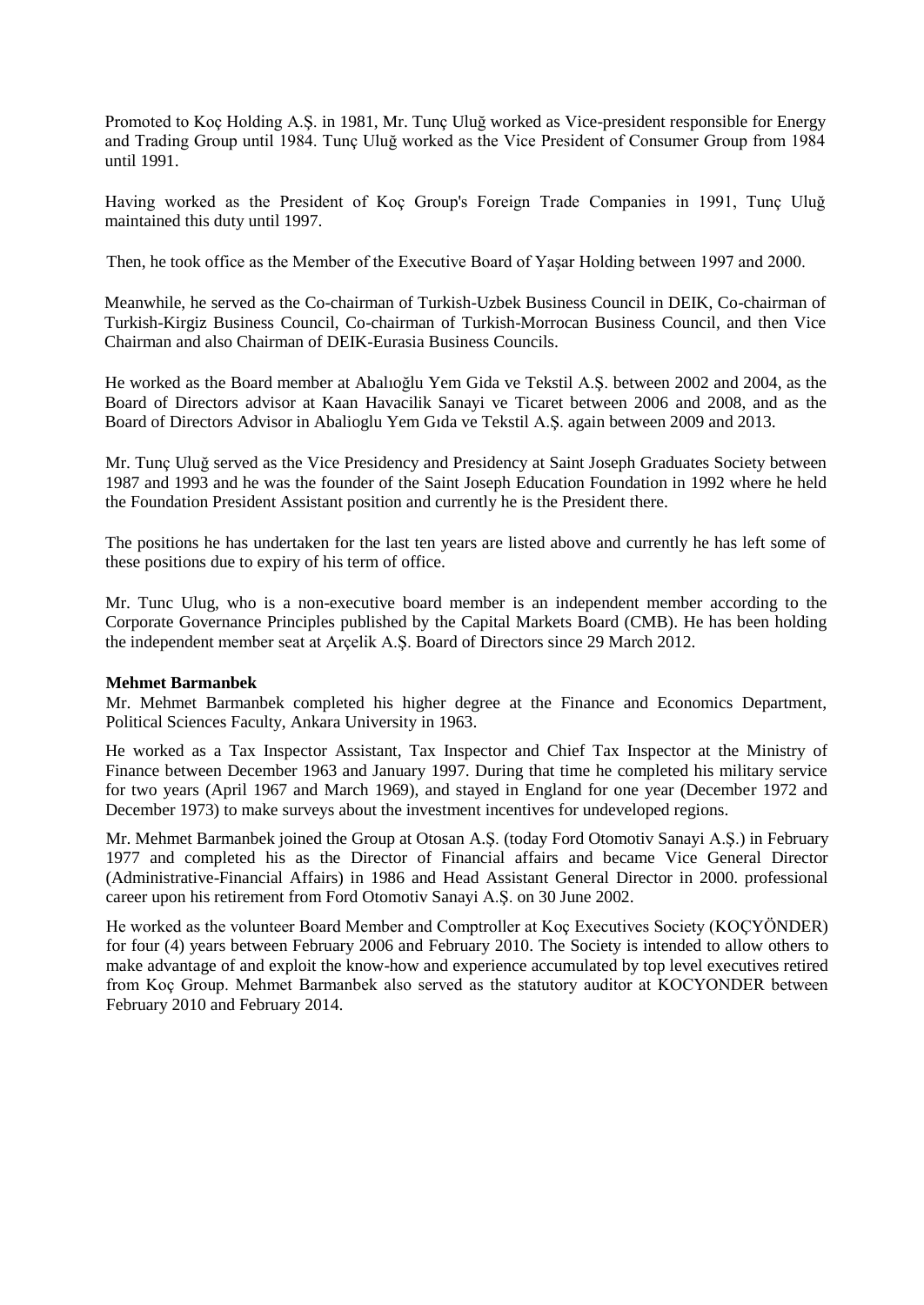Promoted to Koç Holding A.Ş. in 1981, Mr. Tunç Uluğ worked as Vice-president responsible for Energy and Trading Group until 1984. Tunç Uluğ worked as the Vice President of Consumer Group from 1984 until 1991.

Having worked as the President of Koç Group's Foreign Trade Companies in 1991, Tunç Uluğ maintained this duty until 1997.

Then, he took office as the Member of the Executive Board of Yaşar Holding between 1997 and 2000.

Meanwhile, he served as the Co-chairman of Turkish-Uzbek Business Council in DEIK, Co-chairman of Turkish-Kirgiz Business Council, Co-chairman of Turkish-Morrocan Business Council, and then Vice Chairman and also Chairman of DEIK-Eurasia Business Councils.

He worked as the Board member at Abalıoğlu Yem Gida ve Tekstil A.Ş. between 2002 and 2004, as the Board of Directors advisor at Kaan Havacilik Sanayi ve Ticaret between 2006 and 2008, and as the Board of Directors Advisor in Abalioglu Yem Gıda ve Tekstil A.Ş. again between 2009 and 2013.

Mr. Tunç Uluğ served as the Vice Presidency and Presidency at Saint Joseph Graduates Society between 1987 and 1993 and he was the founder of the Saint Joseph Education Foundation in 1992 where he held the Foundation President Assistant position and currently he is the President there.

The positions he has undertaken for the last ten years are listed above and currently he has left some of these positions due to expiry of his term of office.

Mr. Tunc Ulug, who is a non-executive board member is an independent member according to the Corporate Governance Principles published by the Capital Markets Board (CMB). He has been holding the independent member seat at Arçelik A.Ş. Board of Directors since 29 March 2012.

**Mehmet Barmanbek**

Mr. Mehmet Barmanbek completed his higher degree at the Finance and Economics Department, Political Sciences Faculty, Ankara University in 1963.

He worked as a Tax Inspector Assistant, Tax Inspector and Chief Tax Inspector at the Ministry of Finance between December 1963 and January 1997. During that time he completed his military service for two years (April 1967 and March 1969), and stayed in England for one year (December 1972 and December 1973) to make surveys about the investment incentives for undeveloped regions.

Mr. Mehmet Barmanbek joined the Group at Otosan A.Ş. (today Ford Otomotiv Sanayi A.Ş.) in February 1977 and completed his as the Director of Financial affairs and became Vice General Director (Administrative-Financial Affairs) in 1986 and Head Assistant General Director in 2000. professional career upon his retirement from Ford Otomotiv Sanayi A.Ş. on 30 June 2002.

He worked as the volunteer Board Member and Comptroller at Koç Executives Society (KOÇYÖNDER) for four (4) years between February 2006 and February 2010. The Society is intended to allow others to make advantage of and exploit the know-how and experience accumulated by top level executives retired from Koç Group. Mehmet Barmanbek also served as the statutory auditor at KOCYONDER between February 2010 and February 2014.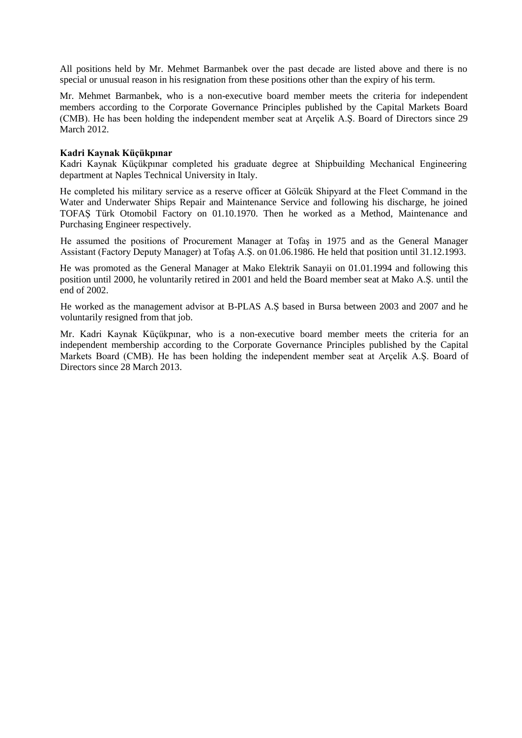All positions held by Mr. Mehmet Barmanbek over the past decade are listed above and there is no special or unusual reason in his resignation from these positions other than the expiry of his term.

Mr. Mehmet Barmanbek, who is a non-executive board member meets the criteria for independent members according to the Corporate Governance Principles published by the Capital Markets Board (CMB). He has been holding the independent member seat at Arçelik A.Ş. Board of Directors since 29 March 2012.

**Kadri Kaynak Küçükpınar**

Kadri Kaynak Küçükpınar completed his graduate degree at Shipbuilding Mechanical Engineering department at Naples Technical University in Italy.

He completed his military service as a reserve officer at Gölcük Shipyard at the Fleet Command in the Water and Underwater Ships Repair and Maintenance Service and following his discharge, he joined TOFAŞ Türk Otomobil Factory on 01.10.1970. Then he worked as a Method, Maintenance and Purchasing Engineer respectively.

He assumed the positions of Procurement Manager at Tofaş in 1975 and as the General Manager Assistant (Factory Deputy Manager) at Tofaş A.Ş. on 01.06.1986. He held that position until 31.12.1993.

He was promoted as the General Manager at Mako Elektrik Sanayii on 01.01.1994 and following this position until 2000, he voluntarily retired in 2001 and held the Board member seat at Mako A.Ş. until the end of 2002.

He worked as the management advisor at B-PLAS A.Ş based in Bursa between 2003 and 2007 and he voluntarily resigned from that job.

Mr. Kadri Kaynak Küçükpınar, who is a non-executive board member meets the criteria for an independent membership according to the Corporate Governance Principles published by the Capital Markets Board (CMB). He has been holding the independent member seat at Arçelik A.Ş. Board of Directors since 28 March 2013.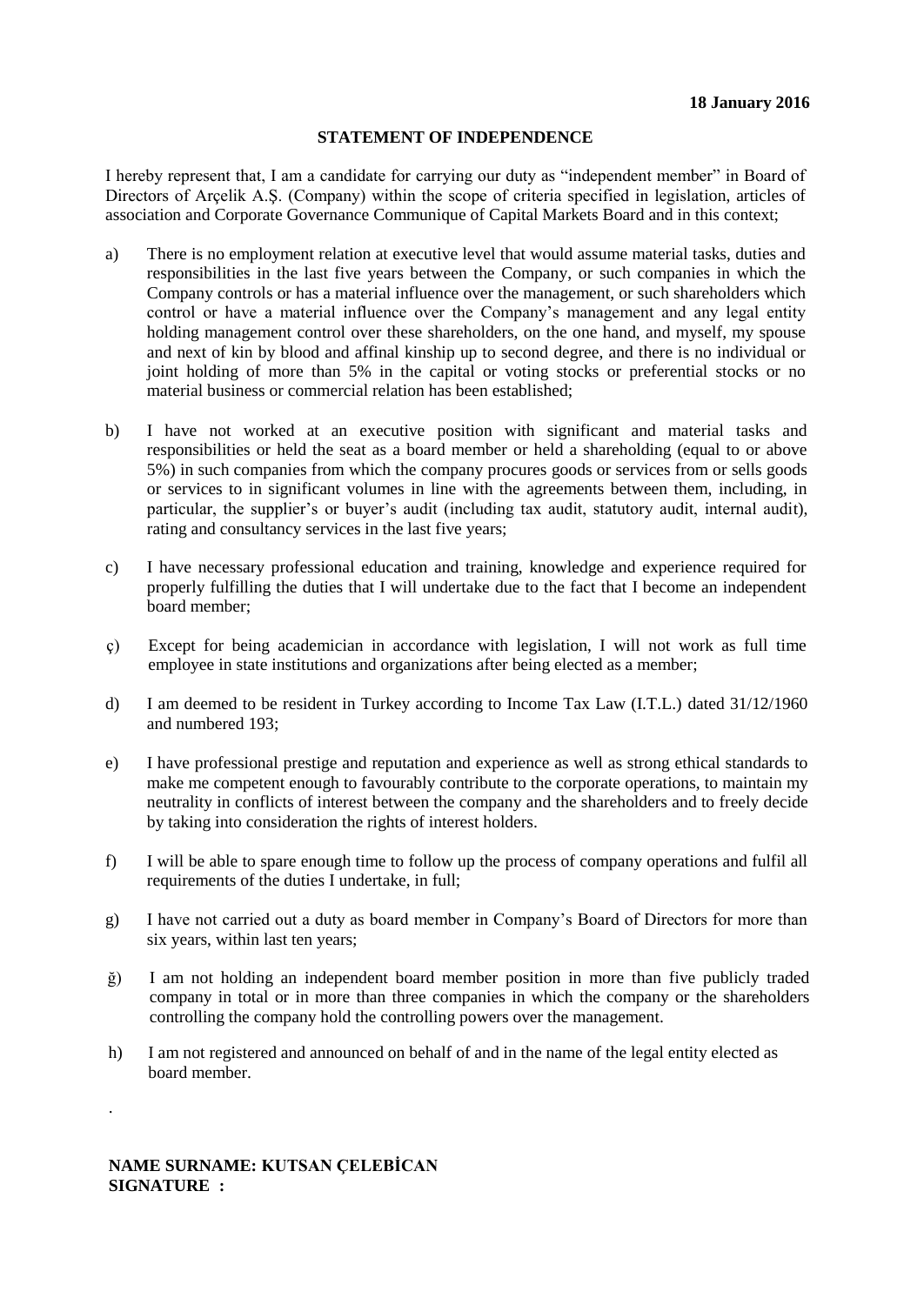**18 January 2016**

**STATEMENT OF INDEPENDENCE**

I hereby represent that, I am a candidate for carrying our duty as "independent member" in Board of Directors of Arçelik A.Ş. (Company) within the scope of criteria specified in legislation, articles of association and Corporate Governance Communique of Capital Markets Board and in this context;

a) There is no employment relation at executive level that would assume material tasks, duties and responsibilities in the last five years between the Company, or such companies in which the Company controls or has a material influence over the management, or such shareholders which control or have a material influence over the Company's management and any legal entity holding management control over these shareholders, on the one hand, and myself, my spouse and next of kin by blood and affinal kinship up to second degree, and there is no individual or joint holding of more than 5% in the capital or voting stocks or preferential stocks or no material business or commercial relation has been established;

b) I have not worked at an executive position with significant and material tasks and responsibilities or held the seat as a board member or held a shareholding (equal to or above 5%) in such companies from which the company procures goods or services from or sells goods or services to in significant volumes in line with the agreements between them, including, in particular, the supplier's or buyer's audit (including tax audit, statutory audit, internal audit), rating and consultancy services in the last five years;

c) I have necessary professional education and training, knowledge and experience required for properly fulfilling the duties that I will undertake due to the fact that I become an independent board member;

ç) Except for being academician in accordance with legislation, I will not work as full time employee in state institutions and organizations after being elected as a member;

d) I am deemed to be resident in Turkey according to Income Tax Law (I.T.L.) dated 31/12/1960 and numbered 193;

e) I have professional prestige and reputation and experience as well as strong ethical standards to make me competent enough to favourably contribute to the corporate operations, to maintain my neutrality in conflicts of interest between the company and the shareholders and to freely decide by taking into consideration the rights of interest holders.

f) I will be able to spare enough time to follow up the process of company operations and fulfil all requirements of the duties I undertake, in full;

g) I have not carried out a duty as board member in Company's Board of Directors for more than six years, within last ten years;

ğ) I am not holding an independent board member position in more than five publicly traded company in total or in more than three companies in which the company or the shareholders controlling the company hold the controlling powers over the management.

h) I am not registered and announced on behalf of and in the name of the legal entity elected as board member.

.

**NAME SURNAME: KUTSAN ÇELEBİCAN**
**SIGNATURE :**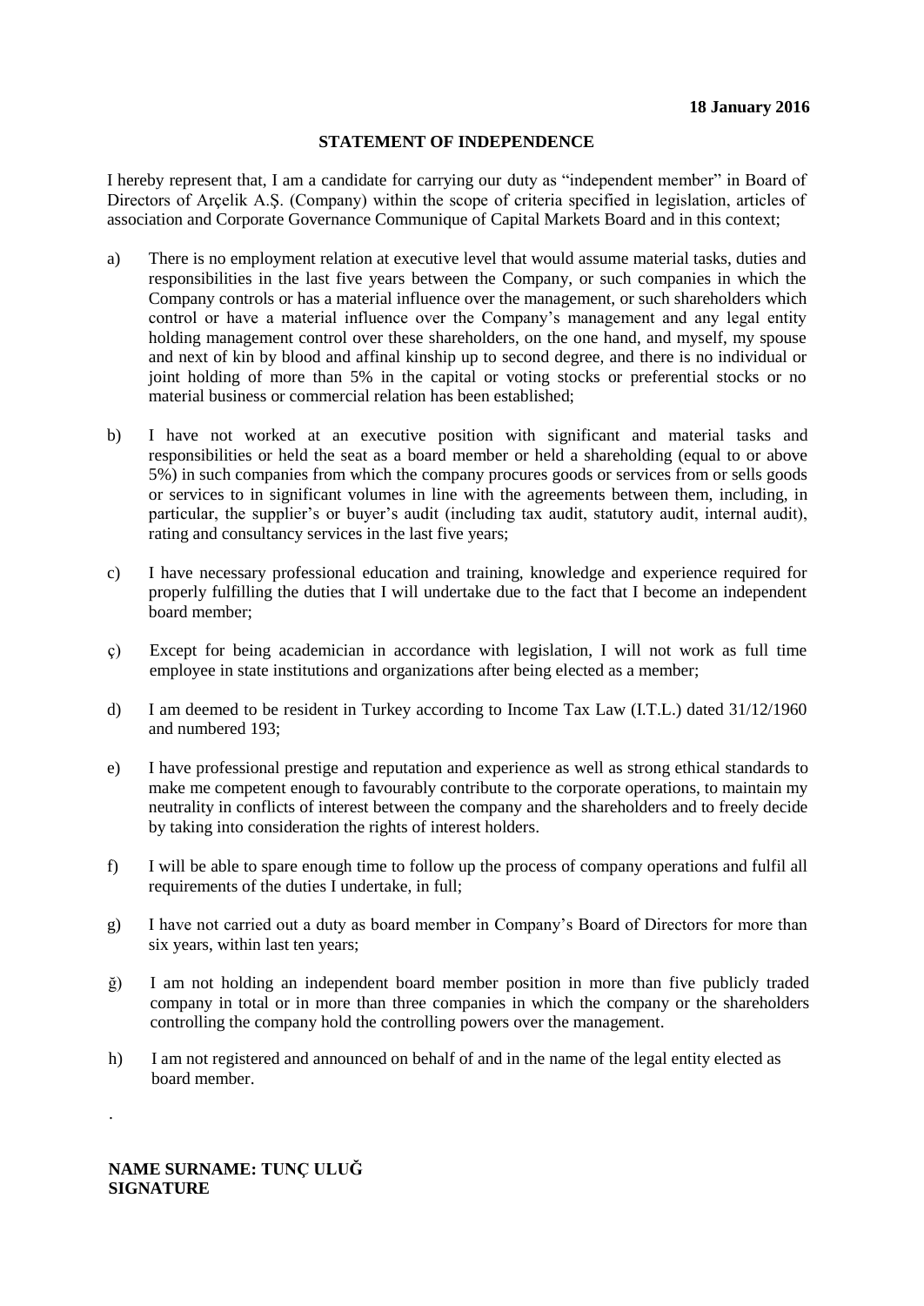**18 January 2016**

**STATEMENT OF INDEPENDENCE**

I hereby represent that, I am a candidate for carrying our duty as "independent member" in Board of Directors of Arçelik A.Ş. (Company) within the scope of criteria specified in legislation, articles of association and Corporate Governance Communique of Capital Markets Board and in this context;

a) There is no employment relation at executive level that would assume material tasks, duties and responsibilities in the last five years between the Company, or such companies in which the Company controls or has a material influence over the management, or such shareholders which control or have a material influence over the Company's management and any legal entity holding management control over these shareholders, on the one hand, and myself, my spouse and next of kin by blood and affinal kinship up to second degree, and there is no individual or joint holding of more than 5% in the capital or voting stocks or preferential stocks or no material business or commercial relation has been established;

b) I have not worked at an executive position with significant and material tasks and responsibilities or held the seat as a board member or held a shareholding (equal to or above 5%) in such companies from which the company procures goods or services from or sells goods or services to in significant volumes in line with the agreements between them, including, in particular, the supplier's or buyer's audit (including tax audit, statutory audit, internal audit), rating and consultancy services in the last five years;

c) I have necessary professional education and training, knowledge and experience required for properly fulfilling the duties that I will undertake due to the fact that I become an independent board member;

ç) Except for being academician in accordance with legislation, I will not work as full time employee in state institutions and organizations after being elected as a member;

d) I am deemed to be resident in Turkey according to Income Tax Law (I.T.L.) dated 31/12/1960 and numbered 193;

e) I have professional prestige and reputation and experience as well as strong ethical standards to make me competent enough to favourably contribute to the corporate operations, to maintain my neutrality in conflicts of interest between the company and the shareholders and to freely decide by taking into consideration the rights of interest holders.

f) I will be able to spare enough time to follow up the process of company operations and fulfil all requirements of the duties I undertake, in full;

g) I have not carried out a duty as board member in Company's Board of Directors for more than six years, within last ten years;

ğ) I am not holding an independent board member position in more than five publicly traded company in total or in more than three companies in which the company or the shareholders controlling the company hold the controlling powers over the management.

h) I am not registered and announced on behalf of and in the name of the legal entity elected as board member.

.

**NAME SURNAME: TUNÇ ULUĞ**
**SIGNATURE**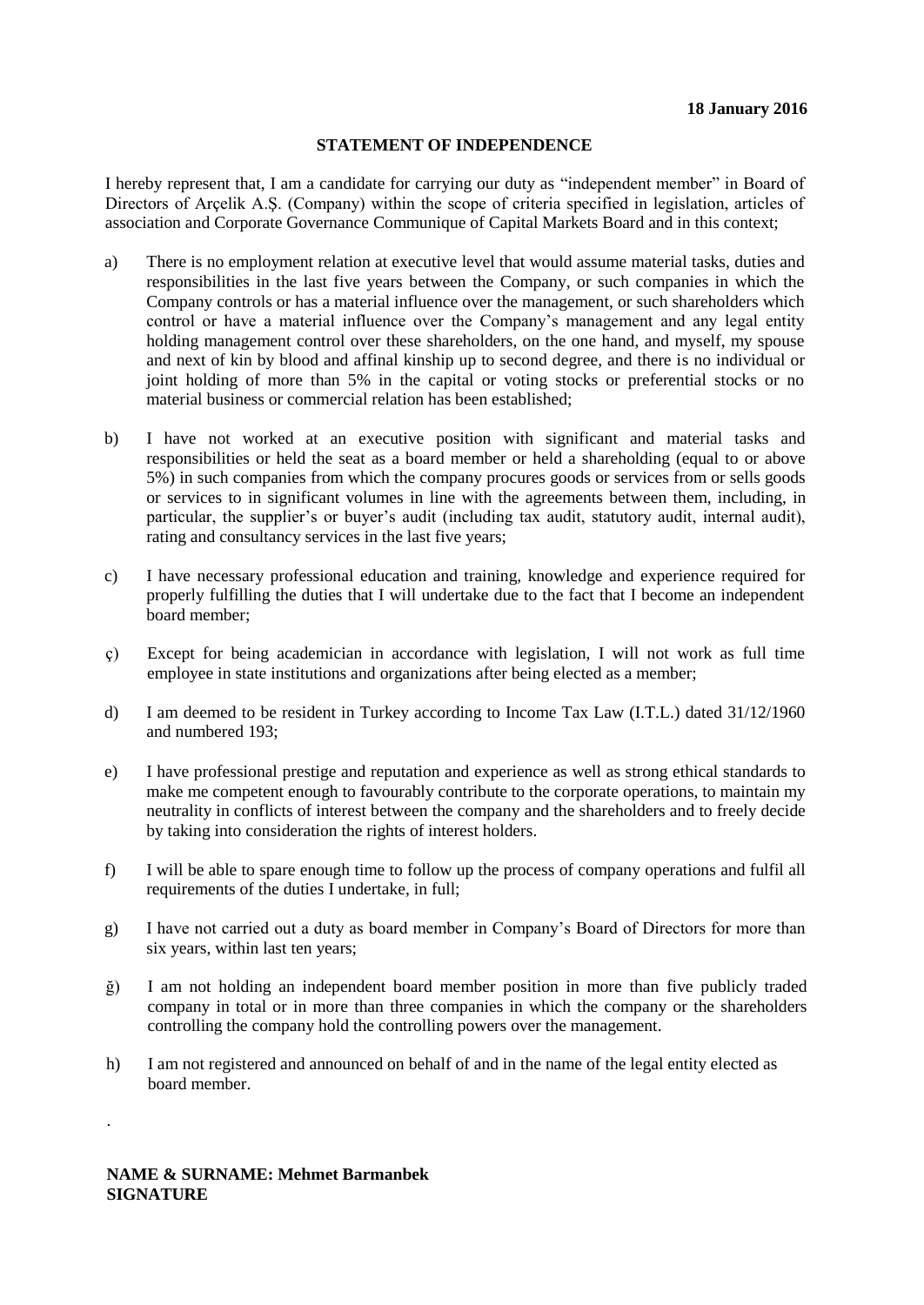**18 January 2016**

**STATEMENT OF INDEPENDENCE**

I hereby represent that, I am a candidate for carrying our duty as "independent member" in Board of Directors of Arçelik A.Ş. (Company) within the scope of criteria specified in legislation, articles of association and Corporate Governance Communique of Capital Markets Board and in this context;

a) There is no employment relation at executive level that would assume material tasks, duties and responsibilities in the last five years between the Company, or such companies in which the Company controls or has a material influence over the management, or such shareholders which control or have a material influence over the Company's management and any legal entity holding management control over these shareholders, on the one hand, and myself, my spouse and next of kin by blood and affinal kinship up to second degree, and there is no individual or joint holding of more than 5% in the capital or voting stocks or preferential stocks or no material business or commercial relation has been established;

b) I have not worked at an executive position with significant and material tasks and responsibilities or held the seat as a board member or held a shareholding (equal to or above 5%) in such companies from which the company procures goods or services from or sells goods or services to in significant volumes in line with the agreements between them, including, in particular, the supplier's or buyer's audit (including tax audit, statutory audit, internal audit), rating and consultancy services in the last five years;

c) I have necessary professional education and training, knowledge and experience required for properly fulfilling the duties that I will undertake due to the fact that I become an independent board member;

ç) Except for being academician in accordance with legislation, I will not work as full time employee in state institutions and organizations after being elected as a member;

d) I am deemed to be resident in Turkey according to Income Tax Law (I.T.L.) dated 31/12/1960 and numbered 193;

e) I have professional prestige and reputation and experience as well as strong ethical standards to make me competent enough to favourably contribute to the corporate operations, to maintain my neutrality in conflicts of interest between the company and the shareholders and to freely decide by taking into consideration the rights of interest holders.

f) I will be able to spare enough time to follow up the process of company operations and fulfil all requirements of the duties I undertake, in full;

g) I have not carried out a duty as board member in Company's Board of Directors for more than six years, within last ten years;

ğ) I am not holding an independent board member position in more than five publicly traded company in total or in more than three companies in which the company or the shareholders controlling the company hold the controlling powers over the management.

h) I am not registered and announced on behalf of and in the name of the legal entity elected as board member.

.

**NAME & SURNAME: Mehmet Barmanbek**
**SIGNATURE**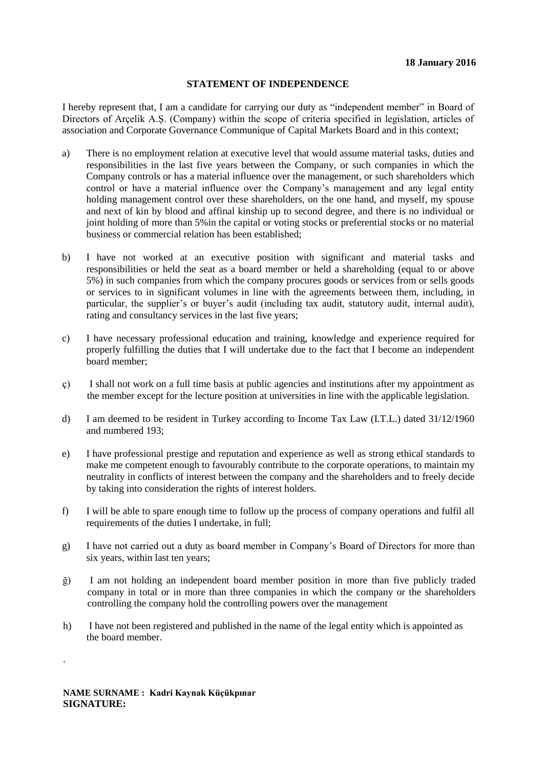**18 January 2016**

**STATEMENT OF INDEPENDENCE**

I hereby represent that, I am a candidate for carrying our duty as "independent member" in Board of Directors of Arçelik A.Ş. (Company) within the scope of criteria specified in legislation, articles of association and Corporate Governance Communique of Capital Markets Board and in this context;

a) There is no employment relation at executive level that would assume material tasks, duties and responsibilities in the last five years between the Company, or such companies in which the Company controls or has a material influence over the management, or such shareholders which control or have a material influence over the Company's management and any legal entity holding management control over these shareholders, on the one hand, and myself, my spouse and next of kin by blood and affinal kinship up to second degree, and there is no individual or joint holding of more than 5%in the capital or voting stocks or preferential stocks or no material business or commercial relation has been established;

b) I have not worked at an executive position with significant and material tasks and responsibilities or held the seat as a board member or held a shareholding (equal to or above 5%) in such companies from which the company procures goods or services from or sells goods or services to in significant volumes in line with the agreements between them, including, in particular, the supplier's or buyer's audit (including tax audit, statutory audit, internal audit), rating and consultancy services in the last five years;

c) I have necessary professional education and training, knowledge and experience required for properly fulfilling the duties that I will undertake due to the fact that I become an independent board member;

ç) I shall not work on a full time basis at public agencies and institutions after my appointment as the member except for the lecture position at universities in line with the applicable legislation.

d) I am deemed to be resident in Turkey according to Income Tax Law (I.T.L.) dated 31/12/1960 and numbered 193;

e) I have professional prestige and reputation and experience as well as strong ethical standards to make me competent enough to favourably contribute to the corporate operations, to maintain my neutrality in conflicts of interest between the company and the shareholders and to freely decide by taking into consideration the rights of interest holders.

f) I will be able to spare enough time to follow up the process of company operations and fulfil all requirements of the duties I undertake, in full;

g) I have not carried out a duty as board member in Company's Board of Directors for more than six years, within last ten years;

ğ) I am not holding an independent board member position in more than five publicly traded company in total or in more than three companies in which the company or the shareholders controlling the company hold the controlling powers over the management

h) I have not been registered and published in the name of the legal entity which is appointed as the board member.

.

**NAME SURNAME : Kadri Kaynak Küçükpınar**
**SIGNATURE:**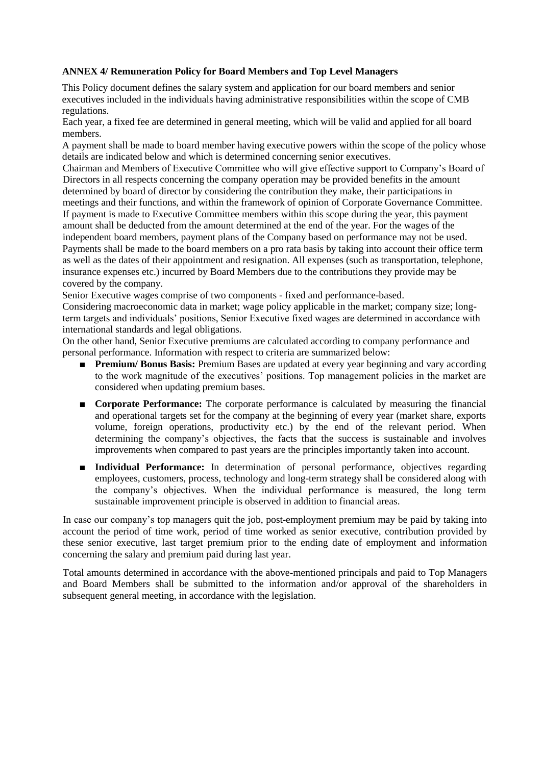**ANNEX 4/ Remuneration Policy for Board Members and Top Level Managers**

This Policy document defines the salary system and application for our board members and senior executives included in the individuals having administrative responsibilities within the scope of CMB regulations.

Each year, a fixed fee are determined in general meeting, which will be valid and applied for all board members.

A payment shall be made to board member having executive powers within the scope of the policy whose details are indicated below and which is determined concerning senior executives.

Chairman and Members of Executive Committee who will give effective support to Company's Board of Directors in all respects concerning the company operation may be provided benefits in the amount determined by board of director by considering the contribution they make, their participations in meetings and their functions, and within the framework of opinion of Corporate Governance Committee. If payment is made to Executive Committee members within this scope during the year, this payment amount shall be deducted from the amount determined at the end of the year. For the wages of the independent board members, payment plans of the Company based on performance may not be used. Payments shall be made to the board members on a pro rata basis by taking into account their office term as well as the dates of their appointment and resignation. All expenses (such as transportation, telephone, insurance expenses etc.) incurred by Board Members due to the contributions they provide may be covered by the company.

Senior Executive wages comprise of two components - fixed and performance-based.

Considering macroeconomic data in market; wage policy applicable in the market; company size; long-term targets and individuals' positions, Senior Executive fixed wages are determined in accordance with international standards and legal obligations.

On the other hand, Senior Executive premiums are calculated according to company performance and personal performance. Information with respect to criteria are summarized below:

- **Premium/ Bonus Basis:** Premium Bases are updated at every year beginning and vary according to the work magnitude of the executives' positions. Top management policies in the market are considered when updating premium bases.
- **Corporate Performance:** The corporate performance is calculated by measuring the financial and operational targets set for the company at the beginning of every year (market share, exports volume, foreign operations, productivity etc.) by the end of the relevant period. When determining the company's objectives, the facts that the success is sustainable and involves improvements when compared to past years are the principles importantly taken into account.
- **Individual Performance:** In determination of personal performance, objectives regarding employees, customers, process, technology and long-term strategy shall be considered along with the company's objectives. When the individual performance is measured, the long term sustainable improvement principle is observed in addition to financial areas.

In case our company's top managers quit the job, post-employment premium may be paid by taking into account the period of time work, period of time worked as senior executive, contribution provided by these senior executive, last target premium prior to the ending date of employment and information concerning the salary and premium paid during last year.

Total amounts determined in accordance with the above-mentioned principals and paid to Top Managers and Board Members shall be submitted to the information and/or approval of the shareholders in subsequent general meeting, in accordance with the legislation.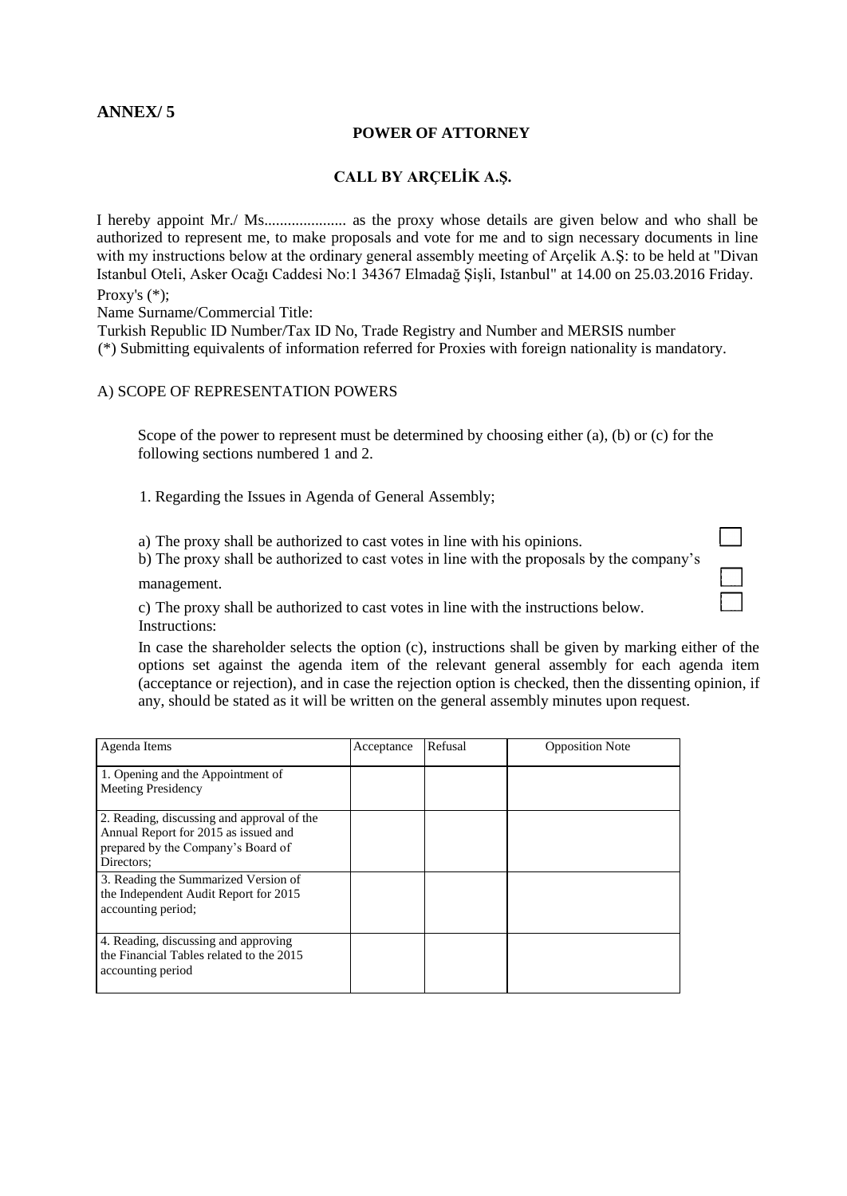**ANNEX/ 5**

**POWER OF ATTORNEY**

**CALL BY ARÇELİK A.Ş.**

I hereby appoint Mr./ Ms..................... as the proxy whose details are given below and who shall be authorized to represent me, to make proposals and vote for me and to sign necessary documents in line with my instructions below at the ordinary general assembly meeting of Arçelik A.Ş: to be held at "Divan Istanbul Oteli, Asker Ocağı Caddesi No:1 34367 Elmadağ Şişli, Istanbul" at 14.00 on 25.03.2016 Friday.

Proxy's (*);

Name Surname/Commercial Title:

Turkish Republic ID Number/Tax ID No, Trade Registry and Number and MERSIS number

(*) Submitting equivalents of information referred for Proxies with foreign nationality is mandatory.

A) SCOPE OF REPRESENTATION POWERS

Scope of the power to represent must be determined by choosing either (a), (b) or (c) for the following sections numbered 1 and 2.

1. Regarding the Issues in Agenda of General Assembly;

a) The proxy shall be authorized to cast votes in line with his opinions. ☐

b) The proxy shall be authorized to cast votes in line with the proposals by the company's management. ☐

c) The proxy shall be authorized to cast votes in line with the instructions below. ☐

Instructions:

In case the shareholder selects the option (c), instructions shall be given by marking either of the options set against the agenda item of the relevant general assembly for each agenda item (acceptance or rejection), and in case the rejection option is checked, then the dissenting opinion, if any, should be stated as it will be written on the general assembly minutes upon request.

| Agenda Items | Acceptance | Refusal | Opposition Note |
|---|---|---|---|
| 1. Opening and the Appointment of Meeting Presidency | | | |
| 2. Reading, discussing and approval of the Annual Report for 2015 as issued and prepared by the Company's Board of Directors; | | | |
| 3. Reading the Summarized Version of the Independent Audit Report for 2015 accounting period; | | | |
| 4. Reading, discussing and approving the Financial Tables related to the 2015 accounting period | | | |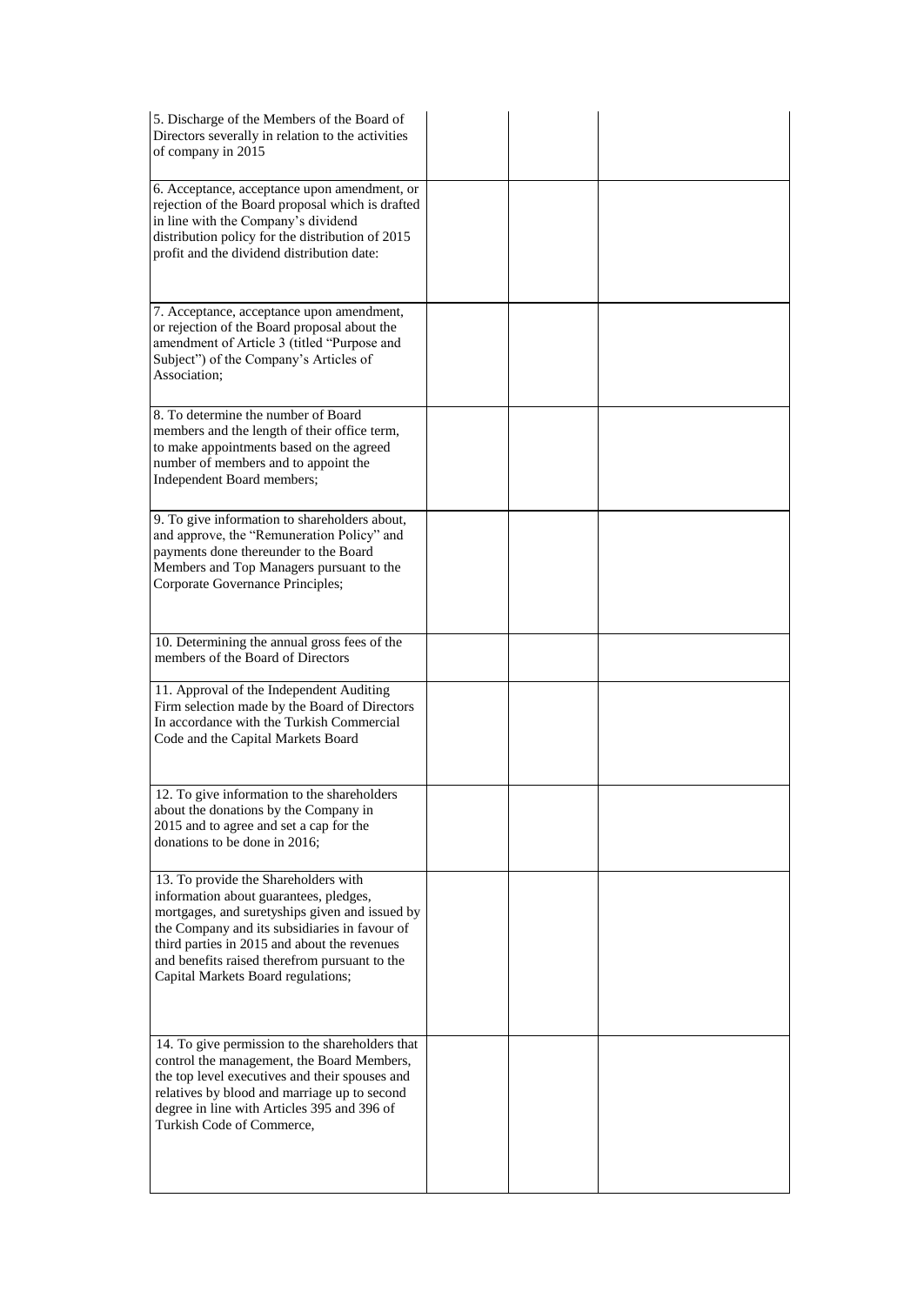| | | | |
|---|---|---|---|
| 5. Discharge of the Members of the Board of Directors severally in relation to the activities of company in 2015 | | | |
| 6. Acceptance, acceptance upon amendment, or rejection of the Board proposal which is drafted in line with the Company's dividend distribution policy for the distribution of 2015 profit and the dividend distribution date: | | | |
| 7. Acceptance, acceptance upon amendment, or rejection of the Board proposal about the amendment of Article 3 (titled "Purpose and Subject") of the Company's Articles of Association; | | | |
| 8. To determine the number of Board members and the length of their office term, to make appointments based on the agreed number of members and to appoint the Independent Board members; | | | |
| 9. To give information to shareholders about, and approve, the "Remuneration Policy" and payments done thereunder to the Board Members and Top Managers pursuant to the Corporate Governance Principles; | | | |
| 10. Determining the annual gross fees of the members of the Board of Directors | | | |
| 11. Approval of the Independent Auditing Firm selection made by the Board of Directors In accordance with the Turkish Commercial Code and the Capital Markets Board | | | |
| 12. To give information to the shareholders about the donations by the Company in 2015 and to agree and set a cap for the donations to be done in 2016; | | | |
| 13. To provide the Shareholders with information about guarantees, pledges, mortgages, and suretyships given and issued by the Company and its subsidiaries in favour of third parties in 2015 and about the revenues and benefits raised therefrom pursuant to the Capital Markets Board regulations; | | | |
| 14. To give permission to the shareholders that control the management, the Board Members, the top level executives and their spouses and relatives by blood and marriage up to second degree in line with Articles 395 and 396 of Turkish Code of Commerce, | | | |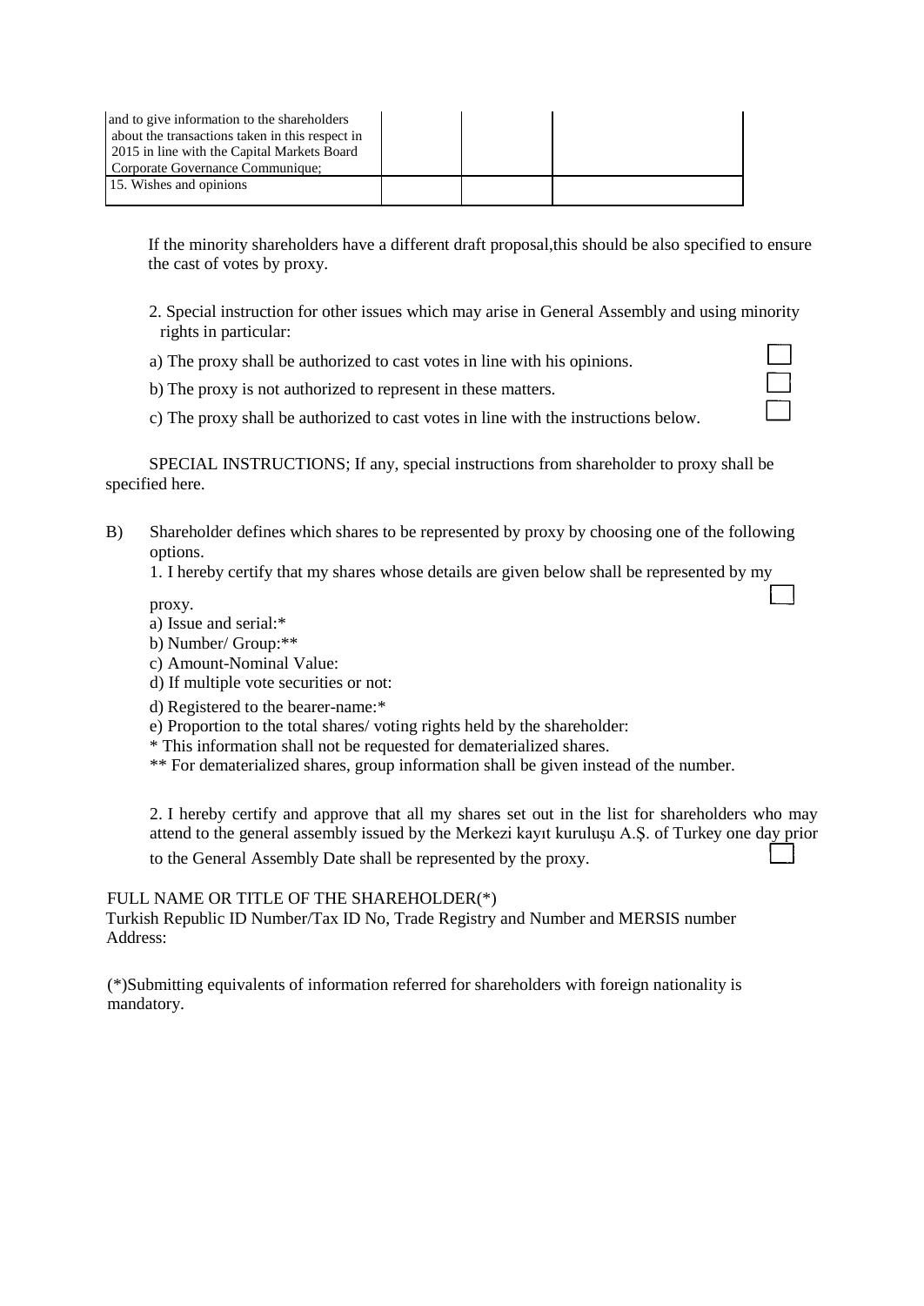| | | | |
|---|---|---|---|
| and to give information to the shareholders about the transactions taken in this respect in 2015 in line with the Capital Markets Board Corporate Governance Communique; | | | |
| 15. Wishes and opinions | | | |

If the minority shareholders have a different draft proposal,this should be also specified to ensure the cast of votes by proxy.

2. Special instruction for other issues which may arise in General Assembly and using minority rights in particular:

a) The proxy shall be authorized to cast votes in line with his opinions. ☐

b) The proxy is not authorized to represent in these matters. ☐

c) The proxy shall be authorized to cast votes in line with the instructions below. ☐

SPECIAL INSTRUCTIONS; If any, special instructions from shareholder to proxy shall be specified here.

B) Shareholder defines which shares to be represented by proxy by choosing one of the following options.

1. I hereby certify that my shares whose details are given below shall be represented by my proxy. ☐

a) Issue and serial:*
b) Number/ Group:**
c) Amount-Nominal Value:
d) If multiple vote securities or not:
d) Registered to the bearer-name:*
e) Proportion to the total shares/ voting rights held by the shareholder:
* This information shall not be requested for dematerialized shares.
** For dematerialized shares, group information shall be given instead of the number.

2. I hereby certify and approve that all my shares set out in the list for shareholders who may attend to the general assembly issued by the Merkezi kayıt kuruluşu A.Ş. of Turkey one day prior to the General Assembly Date shall be represented by the proxy. ☐

FULL NAME OR TITLE OF THE SHAREHOLDER(*)
Turkish Republic ID Number/Tax ID No, Trade Registry and Number and MERSIS number
Address:

(*)Submitting equivalents of information referred for shareholders with foreign nationality is mandatory.